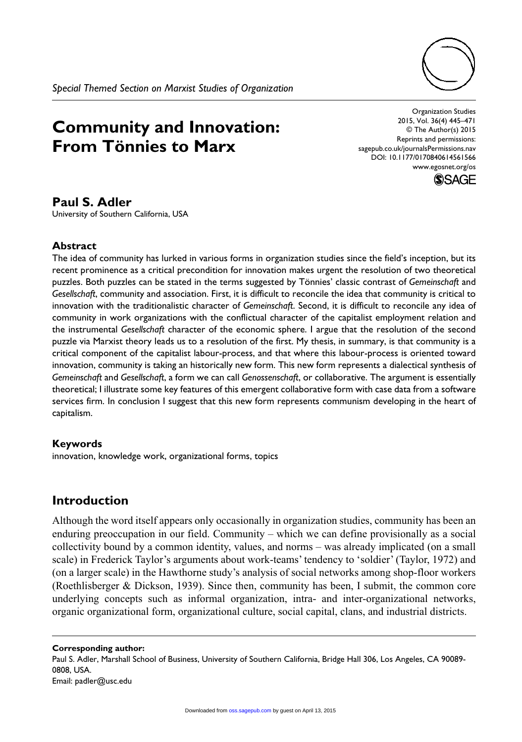*Special Themed Section on Marxist Studies of Organization*

# Community and Innovation: From Tönnies to Marx

**Paul S. Adler**
University of Southern California, USA

## Abstract

The idea of community has lurked in various forms in organization studies since the field's inception, but its recent prominence as a critical precondition for innovation makes urgent the resolution of two theoretical puzzles. Both puzzles can be stated in the terms suggested by Tönnies' classic contrast of *Gemeinschaft* and *Gesellschaft*, community and association. First, it is difficult to reconcile the idea that community is critical to innovation with the traditionalistic character of *Gemeinschaft*. Second, it is difficult to reconcile any idea of community in work organizations with the conflictual character of the capitalist employment relation and the instrumental *Gesellschaft* character of the economic sphere. I argue that the resolution of the second puzzle via Marxist theory leads us to a resolution of the first. My thesis, in summary, is that community is a critical component of the capitalist labour-process, and that where this labour-process is oriented toward innovation, community is taking an historically new form. This new form represents a dialectical synthesis of *Gemeinschaft* and *Gesellschaft*, a form we can call *Genossenschaft*, or collaborative. The argument is essentially theoretical; I illustrate some key features of this emergent collaborative form with case data from a software services firm. In conclusion I suggest that this new form represents communism developing in the heart of capitalism.

## Keywords

innovation, knowledge work, organizational forms, topics

## Introduction

Although the word itself appears only occasionally in organization studies, community has been an enduring preoccupation in our field. Community – which we can define provisionally as a social collectivity bound by a common identity, values, and norms – was already implicated (on a small scale) in Frederick Taylor's arguments about work-teams' tendency to 'soldier' (Taylor, 1972) and (on a larger scale) in the Hawthorne study's analysis of social networks among shop-floor workers (Roethlisberger & Dickson, 1939). Since then, community has been, I submit, the common core underlying concepts such as informal organization, intra- and inter-organizational networks, organic organizational form, organizational culture, social capital, clans, and industrial districts.

---

**Corresponding author:**
Paul S. Adler, Marshall School of Business, University of Southern California, Bridge Hall 306, Los Angeles, CA 90089-0808, USA.
Email: padler@usc.edu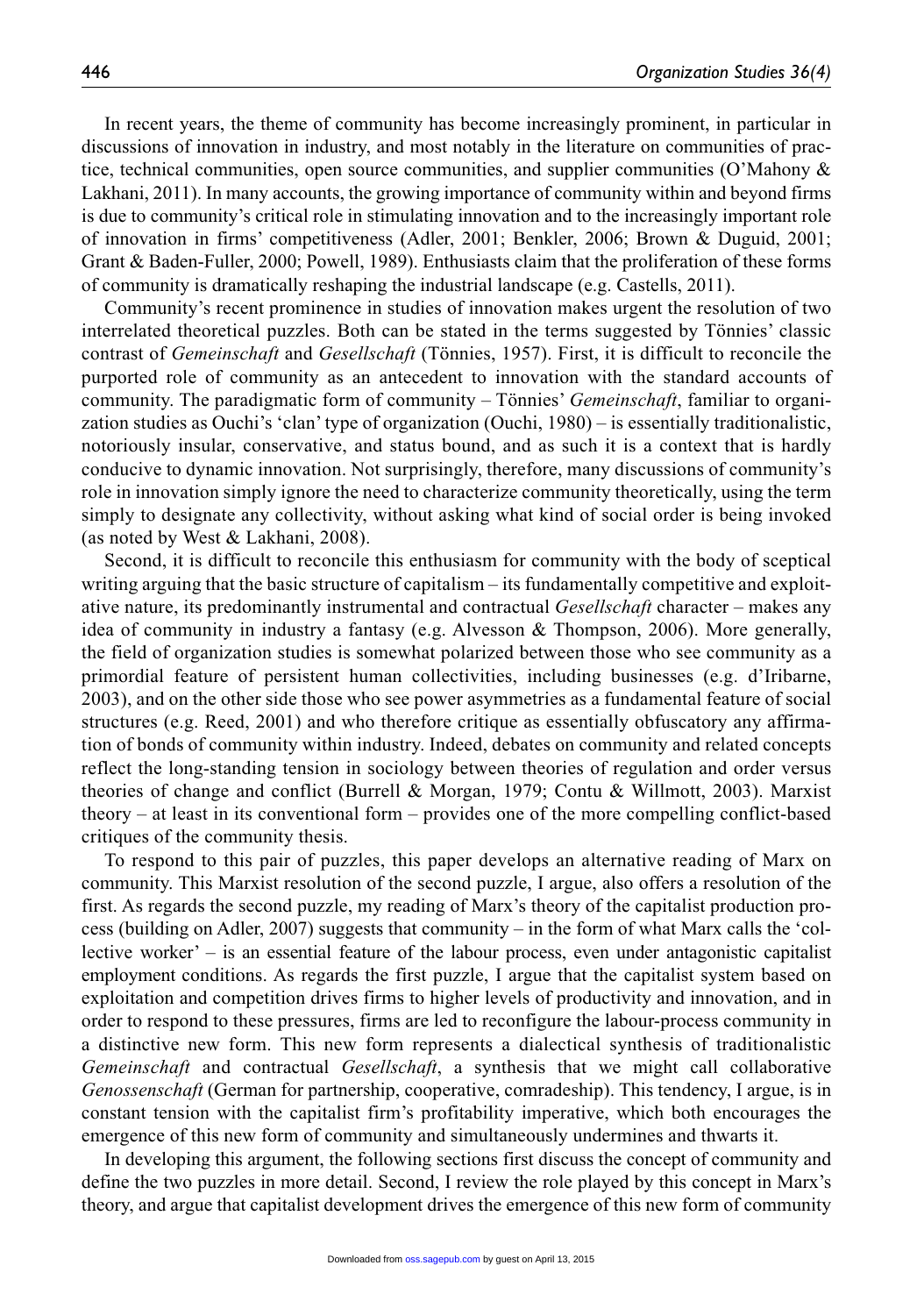In recent years, the theme of community has become increasingly prominent, in particular in discussions of innovation in industry, and most notably in the literature on communities of practice, technical communities, open source communities, and supplier communities (O'Mahony & Lakhani, 2011). In many accounts, the growing importance of community within and beyond firms is due to community's critical role in stimulating innovation and to the increasingly important role of innovation in firms' competitiveness (Adler, 2001; Benkler, 2006; Brown & Duguid, 2001; Grant & Baden-Fuller, 2000; Powell, 1989). Enthusiasts claim that the proliferation of these forms of community is dramatically reshaping the industrial landscape (e.g. Castells, 2011).

Community's recent prominence in studies of innovation makes urgent the resolution of two interrelated theoretical puzzles. Both can be stated in the terms suggested by Tönnies' classic contrast of *Gemeinschaft* and *Gesellschaft* (Tönnies, 1957). First, it is difficult to reconcile the purported role of community as an antecedent to innovation with the standard accounts of community. The paradigmatic form of community – Tönnies' *Gemeinschaft*, familiar to organization studies as Ouchi's 'clan' type of organization (Ouchi, 1980) – is essentially traditionalistic, notoriously insular, conservative, and status bound, and as such it is a context that is hardly conducive to dynamic innovation. Not surprisingly, therefore, many discussions of community's role in innovation simply ignore the need to characterize community theoretically, using the term simply to designate any collectivity, without asking what kind of social order is being invoked (as noted by West & Lakhani, 2008).

Second, it is difficult to reconcile this enthusiasm for community with the body of sceptical writing arguing that the basic structure of capitalism – its fundamentally competitive and exploitative nature, its predominantly instrumental and contractual *Gesellschaft* character – makes any idea of community in industry a fantasy (e.g. Alvesson & Thompson, 2006). More generally, the field of organization studies is somewhat polarized between those who see community as a primordial feature of persistent human collectivities, including businesses (e.g. d'Iribarne, 2003), and on the other side those who see power asymmetries as a fundamental feature of social structures (e.g. Reed, 2001) and who therefore critique as essentially obfuscatory any affirmation of bonds of community within industry. Indeed, debates on community and related concepts reflect the long-standing tension in sociology between theories of regulation and order versus theories of change and conflict (Burrell & Morgan, 1979; Contu & Willmott, 2003). Marxist theory – at least in its conventional form – provides one of the more compelling conflict-based critiques of the community thesis.

To respond to this pair of puzzles, this paper develops an alternative reading of Marx on community. This Marxist resolution of the second puzzle, I argue, also offers a resolution of the first. As regards the second puzzle, my reading of Marx's theory of the capitalist production process (building on Adler, 2007) suggests that community – in the form of what Marx calls the 'collective worker' – is an essential feature of the labour process, even under antagonistic capitalist employment conditions. As regards the first puzzle, I argue that the capitalist system based on exploitation and competition drives firms to higher levels of productivity and innovation, and in order to respond to these pressures, firms are led to reconfigure the labour-process community in a distinctive new form. This new form represents a dialectical synthesis of traditionalistic *Gemeinschaft* and contractual *Gesellschaft*, a synthesis that we might call collaborative *Genossenschaft* (German for partnership, cooperative, comradeship). This tendency, I argue, is in constant tension with the capitalist firm's profitability imperative, which both encourages the emergence of this new form of community and simultaneously undermines and thwarts it.

In developing this argument, the following sections first discuss the concept of community and define the two puzzles in more detail. Second, I review the role played by this concept in Marx's theory, and argue that capitalist development drives the emergence of this new form of community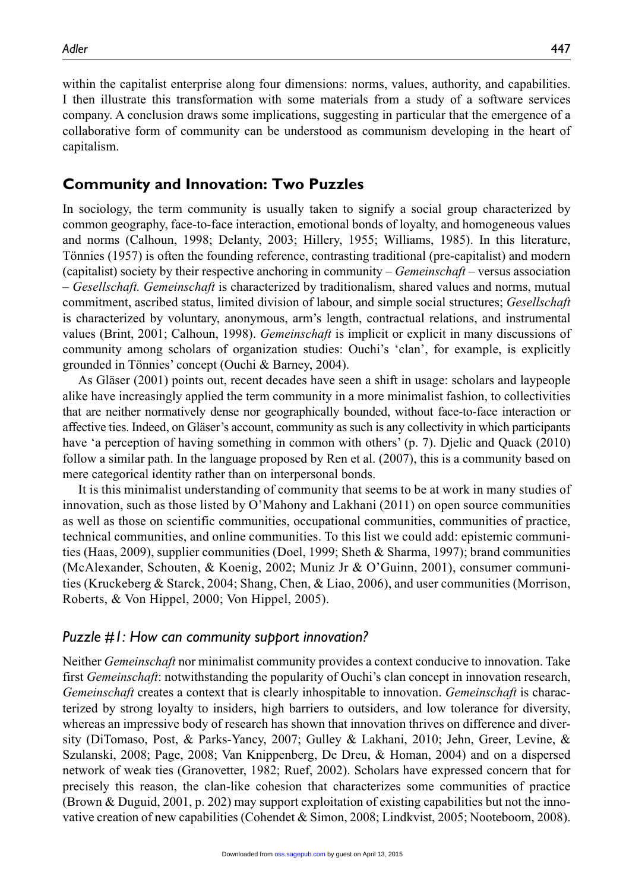within the capitalist enterprise along four dimensions: norms, values, authority, and capabilities. I then illustrate this transformation with some materials from a study of a software services company. A conclusion draws some implications, suggesting in particular that the emergence of a collaborative form of community can be understood as communism developing in the heart of capitalism.

## Community and Innovation: Two Puzzles

In sociology, the term community is usually taken to signify a social group characterized by common geography, face-to-face interaction, emotional bonds of loyalty, and homogeneous values and norms (Calhoun, 1998; Delanty, 2003; Hillery, 1955; Williams, 1985). In this literature, Tönnies (1957) is often the founding reference, contrasting traditional (pre-capitalist) and modern (capitalist) society by their respective anchoring in community – *Gemeinschaft* – versus association – *Gesellschaft. Gemeinschaft* is characterized by traditionalism, shared values and norms, mutual commitment, ascribed status, limited division of labour, and simple social structures; *Gesellschaft* is characterized by voluntary, anonymous, arm's length, contractual relations, and instrumental values (Brint, 2001; Calhoun, 1998). *Gemeinschaft* is implicit or explicit in many discussions of community among scholars of organization studies: Ouchi's 'clan', for example, is explicitly grounded in Tönnies' concept (Ouchi & Barney, 2004).

As Gläser (2001) points out, recent decades have seen a shift in usage: scholars and laypeople alike have increasingly applied the term community in a more minimalist fashion, to collectivities that are neither normatively dense nor geographically bounded, without face-to-face interaction or affective ties. Indeed, on Gläser's account, community as such is any collectivity in which participants have 'a perception of having something in common with others' (p. 7). Djelic and Quack (2010) follow a similar path. In the language proposed by Ren et al. (2007), this is a community based on mere categorical identity rather than on interpersonal bonds.

It is this minimalist understanding of community that seems to be at work in many studies of innovation, such as those listed by O'Mahony and Lakhani (2011) on open source communities as well as those on scientific communities, occupational communities, communities of practice, technical communities, and online communities. To this list we could add: epistemic communities (Haas, 2009), supplier communities (Doel, 1999; Sheth & Sharma, 1997); brand communities (McAlexander, Schouten, & Koenig, 2002; Muniz Jr & O'Guinn, 2001), consumer communities (Kruckeberg & Starck, 2004; Shang, Chen, & Liao, 2006), and user communities (Morrison, Roberts, & Von Hippel, 2000; Von Hippel, 2005).

### *Puzzle #1: How can community support innovation?*

Neither *Gemeinschaft* nor minimalist community provides a context conducive to innovation. Take first *Gemeinschaft*: notwithstanding the popularity of Ouchi's clan concept in innovation research, *Gemeinschaft* creates a context that is clearly inhospitable to innovation. *Gemeinschaft* is characterized by strong loyalty to insiders, high barriers to outsiders, and low tolerance for diversity, whereas an impressive body of research has shown that innovation thrives on difference and diversity (DiTomaso, Post, & Parks-Yancy, 2007; Gulley & Lakhani, 2010; Jehn, Greer, Levine, & Szulanski, 2008; Page, 2008; Van Knippenberg, De Dreu, & Homan, 2004) and on a dispersed network of weak ties (Granovetter, 1982; Ruef, 2002). Scholars have expressed concern that for precisely this reason, the clan-like cohesion that characterizes some communities of practice (Brown & Duguid, 2001, p. 202) may support exploitation of existing capabilities but not the innovative creation of new capabilities (Cohendet & Simon, 2008; Lindkvist, 2005; Nooteboom, 2008).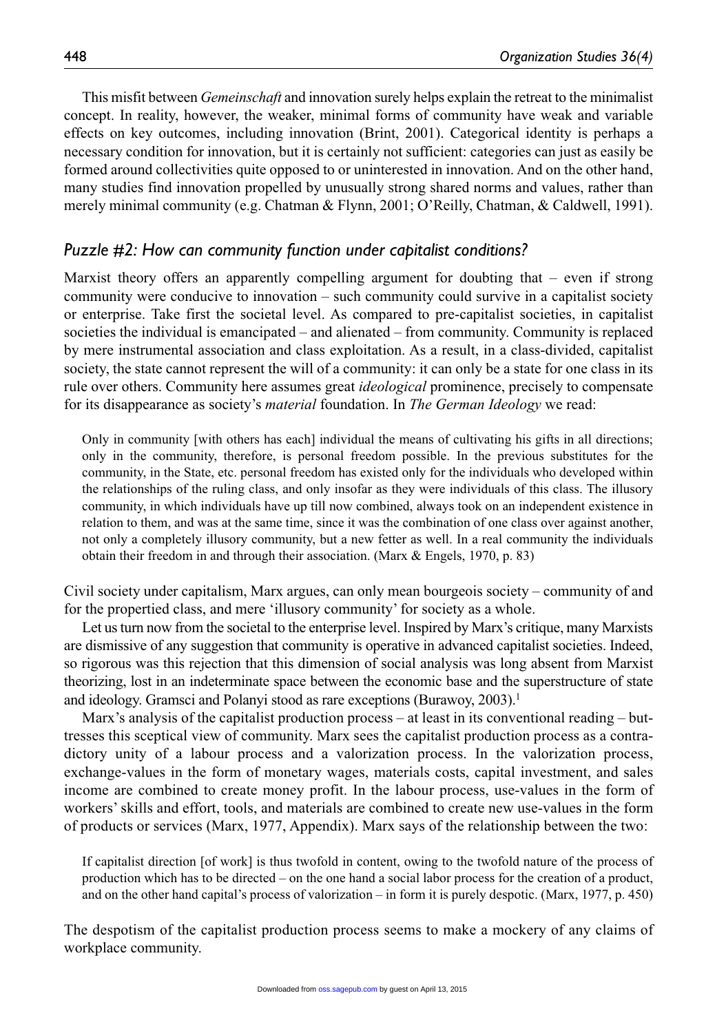This misfit between *Gemeinschaft* and innovation surely helps explain the retreat to the minimalist concept. In reality, however, the weaker, minimal forms of community have weak and variable effects on key outcomes, including innovation (Brint, 2001). Categorical identity is perhaps a necessary condition for innovation, but it is certainly not sufficient: categories can just as easily be formed around collectivities quite opposed to or uninterested in innovation. And on the other hand, many studies find innovation propelled by unusually strong shared norms and values, rather than merely minimal community (e.g. Chatman & Flynn, 2001; O'Reilly, Chatman, & Caldwell, 1991).

### *Puzzle #2: How can community function under capitalist conditions?*

Marxist theory offers an apparently compelling argument for doubting that – even if strong community were conducive to innovation – such community could survive in a capitalist society or enterprise. Take first the societal level. As compared to pre-capitalist societies, in capitalist societies the individual is emancipated – and alienated – from community. Community is replaced by mere instrumental association and class exploitation. As a result, in a class-divided, capitalist society, the state cannot represent the will of a community: it can only be a state for one class in its rule over others. Community here assumes great *ideological* prominence, precisely to compensate for its disappearance as society's *material* foundation. In *The German Ideology* we read:

> Only in community [with others has each] individual the means of cultivating his gifts in all directions; only in the community, therefore, is personal freedom possible. In the previous substitutes for the community, in the State, etc. personal freedom has existed only for the individuals who developed within the relationships of the ruling class, and only insofar as they were individuals of this class. The illusory community, in which individuals have up till now combined, always took on an independent existence in relation to them, and was at the same time, since it was the combination of one class over against another, not only a completely illusory community, but a new fetter as well. In a real community the individuals obtain their freedom in and through their association. (Marx & Engels, 1970, p. 83)

Civil society under capitalism, Marx argues, can only mean bourgeois society – community of and for the propertied class, and mere 'illusory community' for society as a whole.

Let us turn now from the societal to the enterprise level. Inspired by Marx's critique, many Marxists are dismissive of any suggestion that community is operative in advanced capitalist societies. Indeed, so rigorous was this rejection that this dimension of social analysis was long absent from Marxist theorizing, lost in an indeterminate space between the economic base and the superstructure of state and ideology. Gramsci and Polanyi stood as rare exceptions (Burawoy, 2003).[1]

Marx's analysis of the capitalist production process – at least in its conventional reading – buttresses this sceptical view of community. Marx sees the capitalist production process as a contradictory unity of a labour process and a valorization process. In the valorization process, exchange-values in the form of monetary wages, materials costs, capital investment, and sales income are combined to create money profit. In the labour process, use-values in the form of workers' skills and effort, tools, and materials are combined to create new use-values in the form of products or services (Marx, 1977, Appendix). Marx says of the relationship between the two:

> If capitalist direction [of work] is thus twofold in content, owing to the twofold nature of the process of production which has to be directed – on the one hand a social labor process for the creation of a product, and on the other hand capital's process of valorization – in form it is purely despotic. (Marx, 1977, p. 450)

The despotism of the capitalist production process seems to make a mockery of any claims of workplace community.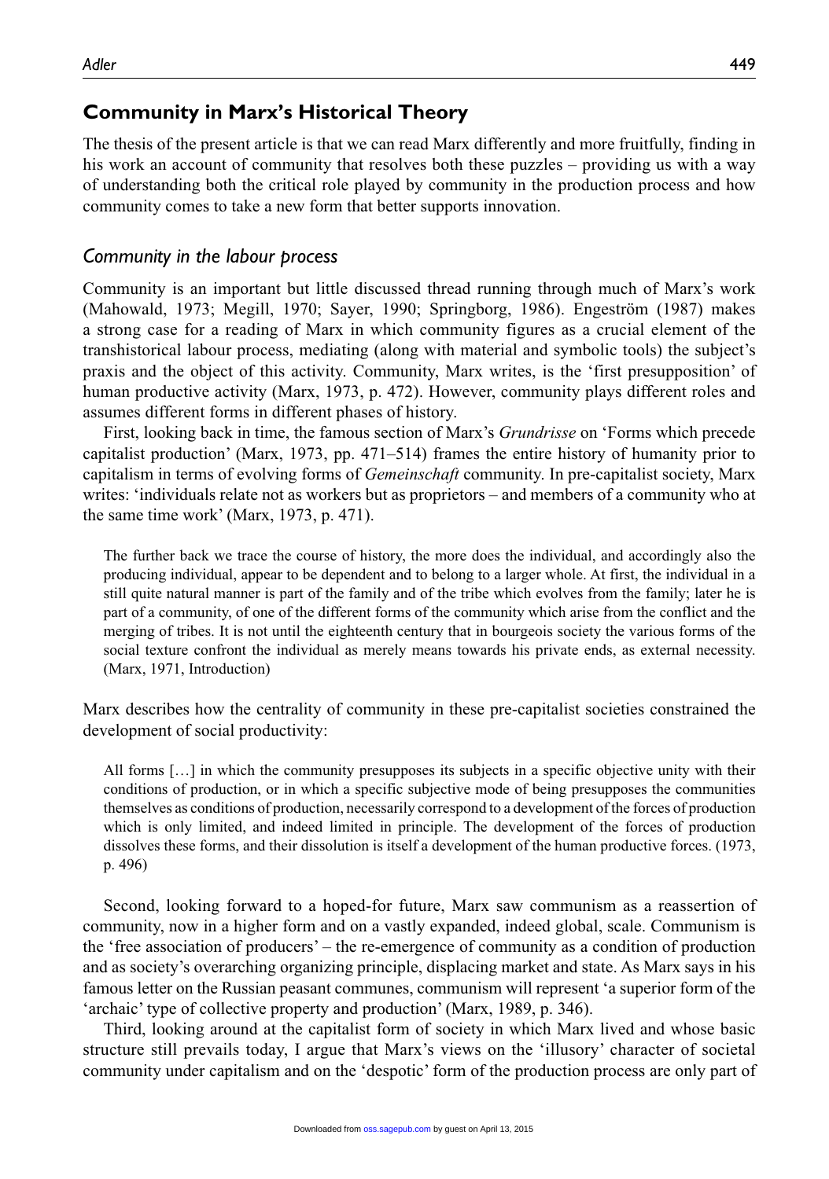## Community in Marx's Historical Theory

The thesis of the present article is that we can read Marx differently and more fruitfully, finding in his work an account of community that resolves both these puzzles – providing us with a way of understanding both the critical role played by community in the production process and how community comes to take a new form that better supports innovation.

### *Community in the labour process*

Community is an important but little discussed thread running through much of Marx's work (Mahowald, 1973; Megill, 1970; Sayer, 1990; Springborg, 1986). Engeström (1987) makes a strong case for a reading of Marx in which community figures as a crucial element of the transhistorical labour process, mediating (along with material and symbolic tools) the subject's praxis and the object of this activity. Community, Marx writes, is the 'first presupposition' of human productive activity (Marx, 1973, p. 472). However, community plays different roles and assumes different forms in different phases of history.

First, looking back in time, the famous section of Marx's *Grundrisse* on 'Forms which precede capitalist production' (Marx, 1973, pp. 471–514) frames the entire history of humanity prior to capitalism in terms of evolving forms of *Gemeinschaft* community. In pre-capitalist society, Marx writes: 'individuals relate not as workers but as proprietors – and members of a community who at the same time work' (Marx, 1973, p. 471).

> The further back we trace the course of history, the more does the individual, and accordingly also the producing individual, appear to be dependent and to belong to a larger whole. At first, the individual in a still quite natural manner is part of the family and of the tribe which evolves from the family; later he is part of a community, of one of the different forms of the community which arise from the conflict and the merging of tribes. It is not until the eighteenth century that in bourgeois society the various forms of the social texture confront the individual as merely means towards his private ends, as external necessity. (Marx, 1971, Introduction)

Marx describes how the centrality of community in these pre-capitalist societies constrained the development of social productivity:

> All forms […] in which the community presupposes its subjects in a specific objective unity with their conditions of production, or in which a specific subjective mode of being presupposes the communities themselves as conditions of production, necessarily correspond to a development of the forces of production which is only limited, and indeed limited in principle. The development of the forces of production dissolves these forms, and their dissolution is itself a development of the human productive forces. (1973, p. 496)

Second, looking forward to a hoped-for future, Marx saw communism as a reassertion of community, now in a higher form and on a vastly expanded, indeed global, scale. Communism is the 'free association of producers' – the re-emergence of community as a condition of production and as society's overarching organizing principle, displacing market and state. As Marx says in his famous letter on the Russian peasant communes, communism will represent 'a superior form of the 'archaic' type of collective property and production' (Marx, 1989, p. 346).

Third, looking around at the capitalist form of society in which Marx lived and whose basic structure still prevails today, I argue that Marx's views on the 'illusory' character of societal community under capitalism and on the 'despotic' form of the production process are only part of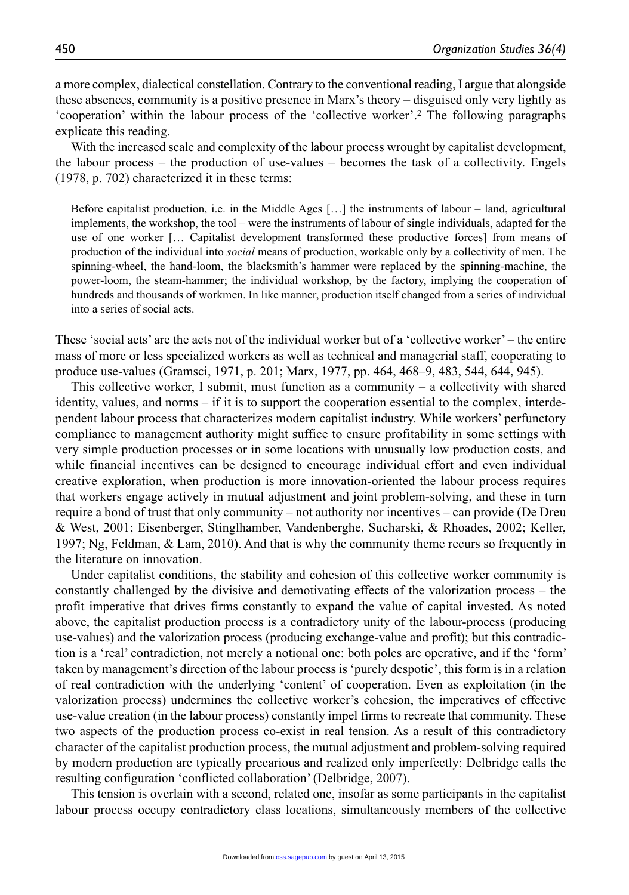a more complex, dialectical constellation. Contrary to the conventional reading, I argue that alongside these absences, community is a positive presence in Marx's theory – disguised only very lightly as 'cooperation' within the labour process of the 'collective worker'.[2] The following paragraphs explicate this reading.

With the increased scale and complexity of the labour process wrought by capitalist development, the labour process – the production of use-values – becomes the task of a collectivity. Engels (1978, p. 702) characterized it in these terms:

> Before capitalist production, i.e. in the Middle Ages […] the instruments of labour – land, agricultural implements, the workshop, the tool – were the instruments of labour of single individuals, adapted for the use of one worker [… Capitalist development transformed these productive forces] from means of production of the individual into *social* means of production, workable only by a collectivity of men. The spinning-wheel, the hand-loom, the blacksmith's hammer were replaced by the spinning-machine, the power-loom, the steam-hammer; the individual workshop, by the factory, implying the cooperation of hundreds and thousands of workmen. In like manner, production itself changed from a series of individual into a series of social acts.

These 'social acts' are the acts not of the individual worker but of a 'collective worker' – the entire mass of more or less specialized workers as well as technical and managerial staff, cooperating to produce use-values (Gramsci, 1971, p. 201; Marx, 1977, pp. 464, 468–9, 483, 544, 644, 945).

This collective worker, I submit, must function as a community – a collectivity with shared identity, values, and norms – if it is to support the cooperation essential to the complex, interdependent labour process that characterizes modern capitalist industry. While workers' perfunctory compliance to management authority might suffice to ensure profitability in some settings with very simple production processes or in some locations with unusually low production costs, and while financial incentives can be designed to encourage individual effort and even individual creative exploration, when production is more innovation-oriented the labour process requires that workers engage actively in mutual adjustment and joint problem-solving, and these in turn require a bond of trust that only community – not authority nor incentives – can provide (De Dreu & West, 2001; Eisenberger, Stinglhamber, Vandenberghe, Sucharski, & Rhoades, 2002; Keller, 1997; Ng, Feldman, & Lam, 2010). And that is why the community theme recurs so frequently in the literature on innovation.

Under capitalist conditions, the stability and cohesion of this collective worker community is constantly challenged by the divisive and demotivating effects of the valorization process – the profit imperative that drives firms constantly to expand the value of capital invested. As noted above, the capitalist production process is a contradictory unity of the labour-process (producing use-values) and the valorization process (producing exchange-value and profit); but this contradiction is a 'real' contradiction, not merely a notional one: both poles are operative, and if the 'form' taken by management's direction of the labour process is 'purely despotic', this form is in a relation of real contradiction with the underlying 'content' of cooperation. Even as exploitation (in the valorization process) undermines the collective worker's cohesion, the imperatives of effective use-value creation (in the labour process) constantly impel firms to recreate that community. These two aspects of the production process co-exist in real tension. As a result of this contradictory character of the capitalist production process, the mutual adjustment and problem-solving required by modern production are typically precarious and realized only imperfectly: Delbridge calls the resulting configuration 'conflicted collaboration' (Delbridge, 2007).

This tension is overlain with a second, related one, insofar as some participants in the capitalist labour process occupy contradictory class locations, simultaneously members of the collective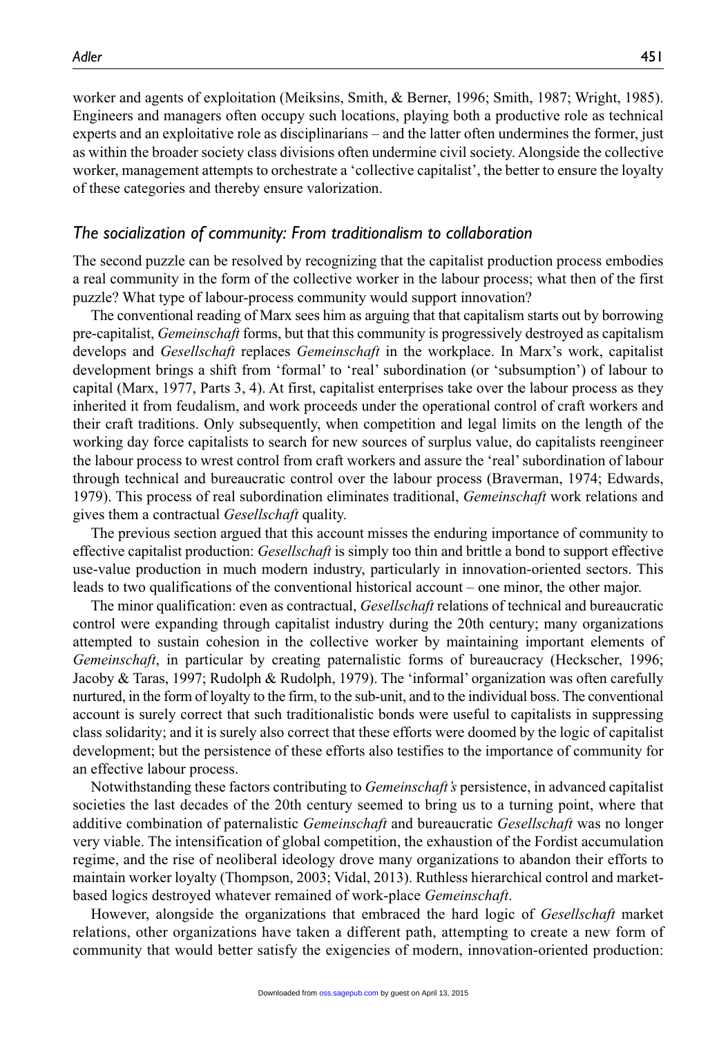worker and agents of exploitation (Meiksins, Smith, & Berner, 1996; Smith, 1987; Wright, 1985). Engineers and managers often occupy such locations, playing both a productive role as technical experts and an exploitative role as disciplinarians – and the latter often undermines the former, just as within the broader society class divisions often undermine civil society. Alongside the collective worker, management attempts to orchestrate a 'collective capitalist', the better to ensure the loyalty of these categories and thereby ensure valorization.

### *The socialization of community: From traditionalism to collaboration*

The second puzzle can be resolved by recognizing that the capitalist production process embodies a real community in the form of the collective worker in the labour process; what then of the first puzzle? What type of labour-process community would support innovation?

The conventional reading of Marx sees him as arguing that that capitalism starts out by borrowing pre-capitalist, *Gemeinschaft* forms, but that this community is progressively destroyed as capitalism develops and *Gesellschaft* replaces *Gemeinschaft* in the workplace. In Marx's work, capitalist development brings a shift from 'formal' to 'real' subordination (or 'subsumption') of labour to capital (Marx, 1977, Parts 3, 4). At first, capitalist enterprises take over the labour process as they inherited it from feudalism, and work proceeds under the operational control of craft workers and their craft traditions. Only subsequently, when competition and legal limits on the length of the working day force capitalists to search for new sources of surplus value, do capitalists reengineer the labour process to wrest control from craft workers and assure the 'real' subordination of labour through technical and bureaucratic control over the labour process (Braverman, 1974; Edwards, 1979). This process of real subordination eliminates traditional, *Gemeinschaft* work relations and gives them a contractual *Gesellschaft* quality.

The previous section argued that this account misses the enduring importance of community to effective capitalist production: *Gesellschaft* is simply too thin and brittle a bond to support effective use-value production in much modern industry, particularly in innovation-oriented sectors. This leads to two qualifications of the conventional historical account – one minor, the other major.

The minor qualification: even as contractual, *Gesellschaft* relations of technical and bureaucratic control were expanding through capitalist industry during the 20th century; many organizations attempted to sustain cohesion in the collective worker by maintaining important elements of *Gemeinschaft*, in particular by creating paternalistic forms of bureaucracy (Heckscher, 1996; Jacoby & Taras, 1997; Rudolph & Rudolph, 1979). The 'informal' organization was often carefully nurtured, in the form of loyalty to the firm, to the sub-unit, and to the individual boss. The conventional account is surely correct that such traditionalistic bonds were useful to capitalists in suppressing class solidarity; and it is surely also correct that these efforts were doomed by the logic of capitalist development; but the persistence of these efforts also testifies to the importance of community for an effective labour process.

Notwithstanding these factors contributing to *Gemeinschaft's* persistence, in advanced capitalist societies the last decades of the 20th century seemed to bring us to a turning point, where that additive combination of paternalistic *Gemeinschaft* and bureaucratic *Gesellschaft* was no longer very viable. The intensification of global competition, the exhaustion of the Fordist accumulation regime, and the rise of neoliberal ideology drove many organizations to abandon their efforts to maintain worker loyalty (Thompson, 2003; Vidal, 2013). Ruthless hierarchical control and market-based logics destroyed whatever remained of work-place *Gemeinschaft*.

However, alongside the organizations that embraced the hard logic of *Gesellschaft* market relations, other organizations have taken a different path, attempting to create a new form of community that would better satisfy the exigencies of modern, innovation-oriented production: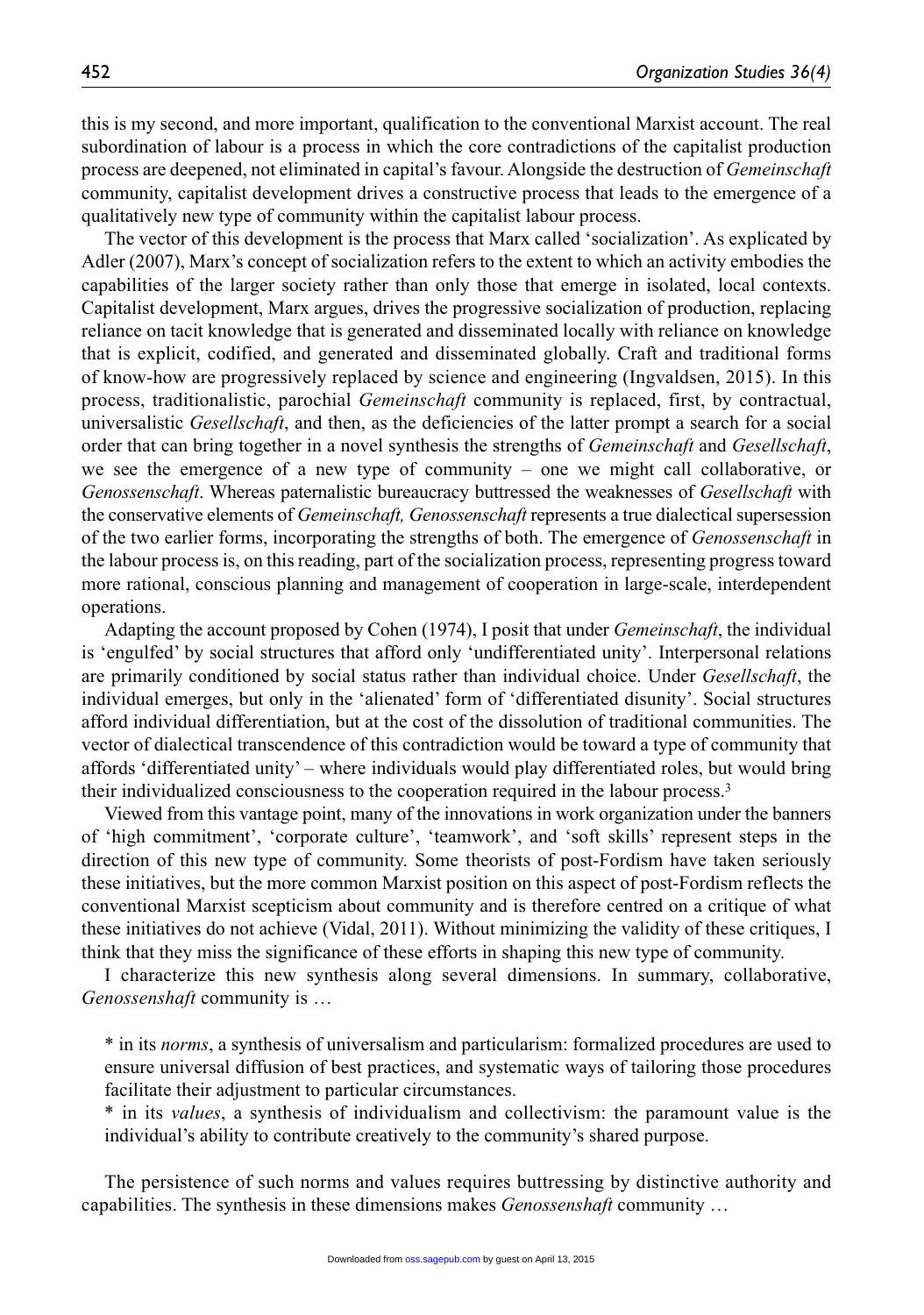this is my second, and more important, qualification to the conventional Marxist account. The real subordination of labour is a process in which the core contradictions of the capitalist production process are deepened, not eliminated in capital's favour. Alongside the destruction of *Gemeinschaft* community, capitalist development drives a constructive process that leads to the emergence of a qualitatively new type of community within the capitalist labour process.

The vector of this development is the process that Marx called 'socialization'. As explicated by Adler (2007), Marx's concept of socialization refers to the extent to which an activity embodies the capabilities of the larger society rather than only those that emerge in isolated, local contexts. Capitalist development, Marx argues, drives the progressive socialization of production, replacing reliance on tacit knowledge that is generated and disseminated locally with reliance on knowledge that is explicit, codified, and generated and disseminated globally. Craft and traditional forms of know-how are progressively replaced by science and engineering (Ingvaldsen, 2015). In this process, traditionalistic, parochial *Gemeinschaft* community is replaced, first, by contractual, universalistic *Gesellschaft*, and then, as the deficiencies of the latter prompt a search for a social order that can bring together in a novel synthesis the strengths of *Gemeinschaft* and *Gesellschaft*, we see the emergence of a new type of community – one we might call collaborative, or *Genossenschaft*. Whereas paternalistic bureaucracy buttressed the weaknesses of *Gesellschaft* with the conservative elements of *Gemeinschaft, Genossenschaft* represents a true dialectical supersession of the two earlier forms, incorporating the strengths of both. The emergence of *Genossenschaft* in the labour process is, on this reading, part of the socialization process, representing progress toward more rational, conscious planning and management of cooperation in large-scale, interdependent operations.

Adapting the account proposed by Cohen (1974), I posit that under *Gemeinschaft*, the individual is 'engulfed' by social structures that afford only 'undifferentiated unity'. Interpersonal relations are primarily conditioned by social status rather than individual choice. Under *Gesellschaft*, the individual emerges, but only in the 'alienated' form of 'differentiated disunity'. Social structures afford individual differentiation, but at the cost of the dissolution of traditional communities. The vector of dialectical transcendence of this contradiction would be toward a type of community that affords 'differentiated unity' – where individuals would play differentiated roles, but would bring their individualized consciousness to the cooperation required in the labour process.[3]

Viewed from this vantage point, many of the innovations in work organization under the banners of 'high commitment', 'corporate culture', 'teamwork', and 'soft skills' represent steps in the direction of this new type of community. Some theorists of post-Fordism have taken seriously these initiatives, but the more common Marxist position on this aspect of post-Fordism reflects the conventional Marxist scepticism about community and is therefore centred on a critique of what these initiatives do not achieve (Vidal, 2011). Without minimizing the validity of these critiques, I think that they miss the significance of these efforts in shaping this new type of community.

I characterize this new synthesis along several dimensions. In summary, collaborative, *Genossenshaft* community is …

> * in its *norms*, a synthesis of universalism and particularism: formalized procedures are used to ensure universal diffusion of best practices, and systematic ways of tailoring those procedures facilitate their adjustment to particular circumstances.
> * in its *values*, a synthesis of individualism and collectivism: the paramount value is the individual's ability to contribute creatively to the community's shared purpose.

The persistence of such norms and values requires buttressing by distinctive authority and capabilities. The synthesis in these dimensions makes *Genossenshaft* community …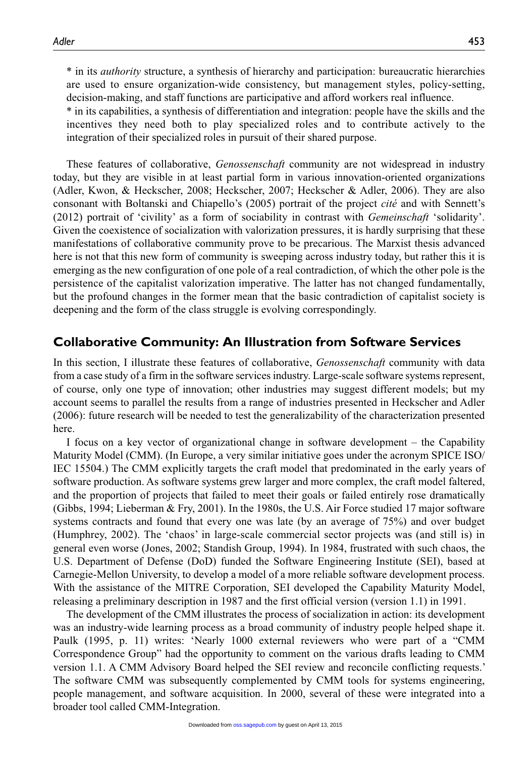* in its *authority* structure, a synthesis of hierarchy and participation: bureaucratic hierarchies are used to ensure organization-wide consistency, but management styles, policy-setting, decision-making, and staff functions are participative and afford workers real influence.
* in its capabilities, a synthesis of differentiation and integration: people have the skills and the incentives they need both to play specialized roles and to contribute actively to the integration of their specialized roles in pursuit of their shared purpose.

These features of collaborative, *Genossenschaft* community are not widespread in industry today, but they are visible in at least partial form in various innovation-oriented organizations (Adler, Kwon, & Heckscher, 2008; Heckscher, 2007; Heckscher & Adler, 2006). They are also consonant with Boltanski and Chiapello's (2005) portrait of the project *cité* and with Sennett's (2012) portrait of 'civility' as a form of sociability in contrast with *Gemeinschaft* 'solidarity'. Given the coexistence of socialization with valorization pressures, it is hardly surprising that these manifestations of collaborative community prove to be precarious. The Marxist thesis advanced here is not that this new form of community is sweeping across industry today, but rather this it is emerging as the new configuration of one pole of a real contradiction, of which the other pole is the persistence of the capitalist valorization imperative. The latter has not changed fundamentally, but the profound changes in the former mean that the basic contradiction of capitalist society is deepening and the form of the class struggle is evolving correspondingly.

## Collaborative Community: An Illustration from Software Services

In this section, I illustrate these features of collaborative, *Genossenschaft* community with data from a case study of a firm in the software services industry. Large-scale software systems represent, of course, only one type of innovation; other industries may suggest different models; but my account seems to parallel the results from a range of industries presented in Heckscher and Adler (2006): future research will be needed to test the generalizability of the characterization presented here.

I focus on a key vector of organizational change in software development – the Capability Maturity Model (CMM). (In Europe, a very similar initiative goes under the acronym SPICE ISO/IEC 15504.) The CMM explicitly targets the craft model that predominated in the early years of software production. As software systems grew larger and more complex, the craft model faltered, and the proportion of projects that failed to meet their goals or failed entirely rose dramatically (Gibbs, 1994; Lieberman & Fry, 2001). In the 1980s, the U.S. Air Force studied 17 major software systems contracts and found that every one was late (by an average of 75%) and over budget (Humphrey, 2002). The 'chaos' in large-scale commercial sector projects was (and still is) in general even worse (Jones, 2002; Standish Group, 1994). In 1984, frustrated with such chaos, the U.S. Department of Defense (DoD) funded the Software Engineering Institute (SEI), based at Carnegie-Mellon University, to develop a model of a more reliable software development process. With the assistance of the MITRE Corporation, SEI developed the Capability Maturity Model, releasing a preliminary description in 1987 and the first official version (version 1.1) in 1991.

The development of the CMM illustrates the process of socialization in action: its development was an industry-wide learning process as a broad community of industry people helped shape it. Paulk (1995, p. 11) writes: 'Nearly 1000 external reviewers who were part of a "CMM Correspondence Group" had the opportunity to comment on the various drafts leading to CMM version 1.1. A CMM Advisory Board helped the SEI review and reconcile conflicting requests.' The software CMM was subsequently complemented by CMM tools for systems engineering, people management, and software acquisition. In 2000, several of these were integrated into a broader tool called CMM-Integration.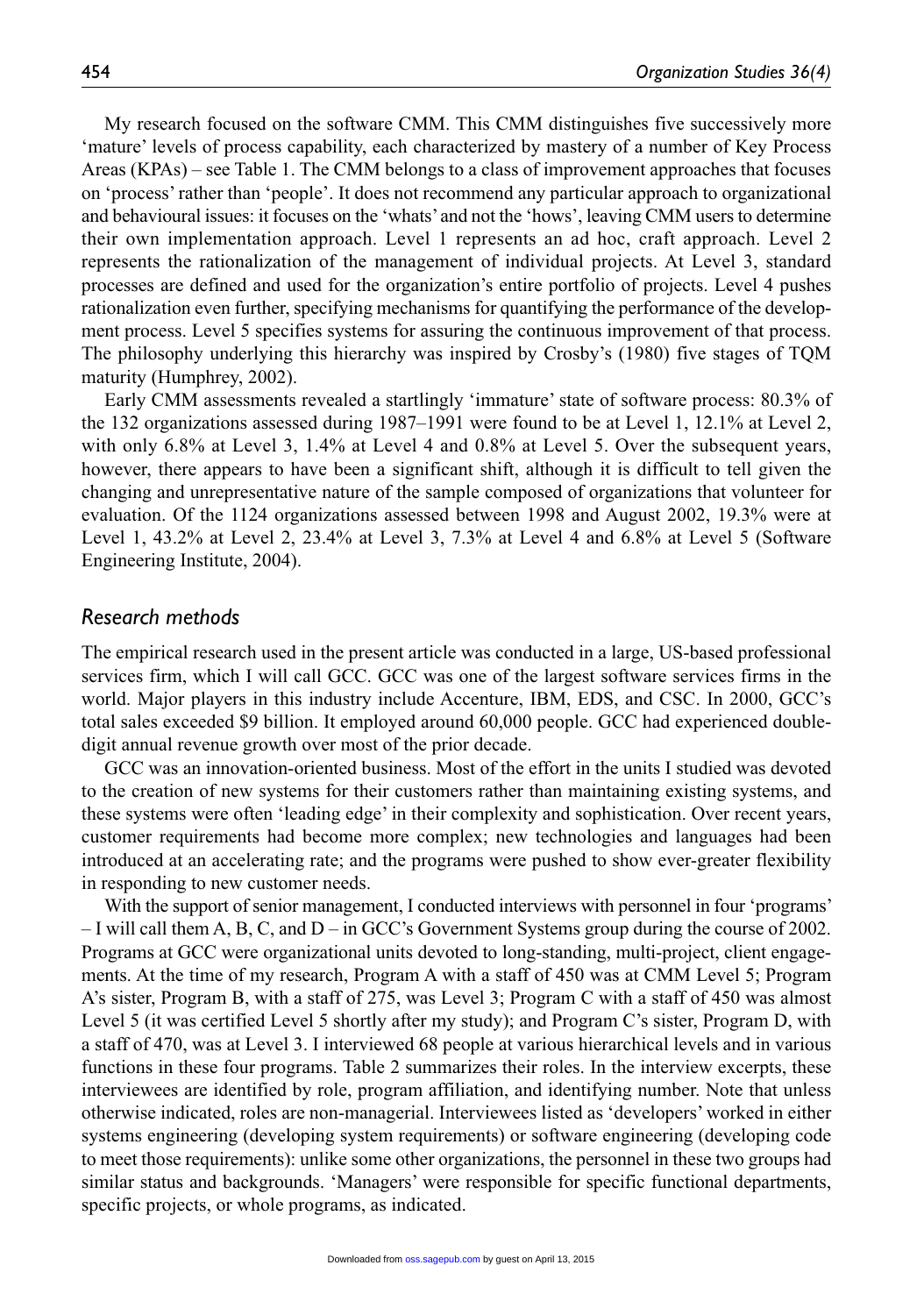My research focused on the software CMM. This CMM distinguishes five successively more 'mature' levels of process capability, each characterized by mastery of a number of Key Process Areas (KPAs) – see Table 1. The CMM belongs to a class of improvement approaches that focuses on 'process' rather than 'people'. It does not recommend any particular approach to organizational and behavioural issues: it focuses on the 'whats' and not the 'hows', leaving CMM users to determine their own implementation approach. Level 1 represents an ad hoc, craft approach. Level 2 represents the rationalization of the management of individual projects. At Level 3, standard processes are defined and used for the organization's entire portfolio of projects. Level 4 pushes rationalization even further, specifying mechanisms for quantifying the performance of the development process. Level 5 specifies systems for assuring the continuous improvement of that process. The philosophy underlying this hierarchy was inspired by Crosby's (1980) five stages of TQM maturity (Humphrey, 2002).

Early CMM assessments revealed a startlingly 'immature' state of software process: 80.3% of the 132 organizations assessed during 1987–1991 were found to be at Level 1, 12.1% at Level 2, with only 6.8% at Level 3, 1.4% at Level 4 and 0.8% at Level 5. Over the subsequent years, however, there appears to have been a significant shift, although it is difficult to tell given the changing and unrepresentative nature of the sample composed of organizations that volunteer for evaluation. Of the 1124 organizations assessed between 1998 and August 2002, 19.3% were at Level 1, 43.2% at Level 2, 23.4% at Level 3, 7.3% at Level 4 and 6.8% at Level 5 (Software Engineering Institute, 2004).

## *Research methods*

The empirical research used in the present article was conducted in a large, US-based professional services firm, which I will call GCC. GCC was one of the largest software services firms in the world. Major players in this industry include Accenture, IBM, EDS, and CSC. In 2000, GCC's total sales exceeded \$9 billion. It employed around 60,000 people. GCC had experienced double-digit annual revenue growth over most of the prior decade.

GCC was an innovation-oriented business. Most of the effort in the units I studied was devoted to the creation of new systems for their customers rather than maintaining existing systems, and these systems were often 'leading edge' in their complexity and sophistication. Over recent years, customer requirements had become more complex; new technologies and languages had been introduced at an accelerating rate; and the programs were pushed to show ever-greater flexibility in responding to new customer needs.

With the support of senior management, I conducted interviews with personnel in four 'programs' – I will call them A, B, C, and D – in GCC's Government Systems group during the course of 2002. Programs at GCC were organizational units devoted to long-standing, multi-project, client engagements. At the time of my research, Program A with a staff of 450 was at CMM Level 5; Program A's sister, Program B, with a staff of 275, was Level 3; Program C with a staff of 450 was almost Level 5 (it was certified Level 5 shortly after my study); and Program C's sister, Program D, with a staff of 470, was at Level 3. I interviewed 68 people at various hierarchical levels and in various functions in these four programs. Table 2 summarizes their roles. In the interview excerpts, these interviewees are identified by role, program affiliation, and identifying number. Note that unless otherwise indicated, roles are non-managerial. Interviewees listed as 'developers' worked in either systems engineering (developing system requirements) or software engineering (developing code to meet those requirements): unlike some other organizations, the personnel in these two groups had similar status and backgrounds. 'Managers' were responsible for specific functional departments, specific projects, or whole programs, as indicated.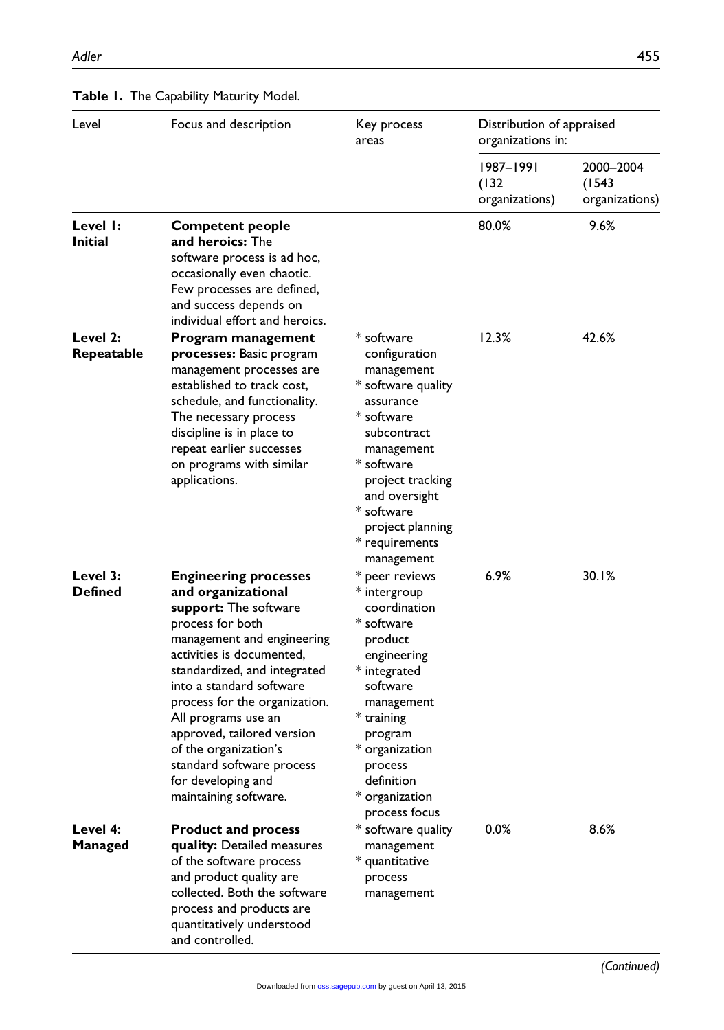**Table 1.** The Capability Maturity Model.

| Level | Focus and description | Key process areas | Distribution of appraised organizations in: | |
|---|---|---|---|---|
| | | | 1987–1991 (132 organizations) | 2000–2004 (1543 organizations) |
| **Level 1: Initial** | **Competent people and heroics:** The software process is ad hoc, occasionally even chaotic. Few processes are defined, and success depends on individual effort and heroics. | | 80.0% | 9.6% |
| **Level 2: Repeatable** | **Program management processes:** Basic program management processes are established to track cost, schedule, and functionality. The necessary process discipline is in place to repeat earlier successes on programs with similar applications. | * software configuration management<br>* software quality assurance<br>* software subcontract management<br>* software project tracking and oversight<br>* software project planning<br>* requirements management | 12.3% | 42.6% |
| **Level 3: Defined** | **Engineering processes and organizational support:** The software process for both management and engineering activities is documented, standardized, and integrated into a standard software process for the organization. All programs use an approved, tailored version of the organization's standard software process for developing and maintaining software. | * peer reviews<br>* intergroup coordination<br>* software product engineering<br>* integrated software management<br>* training program<br>* organization process definition<br>* organization process focus | 6.9% | 30.1% |
| **Level 4: Managed** | **Product and process quality:** Detailed measures of the software process and product quality are collected. Both the software process and products are quantitatively understood and controlled. | * software quality management<br>* quantitative process management | 0.0% | 8.6% |

*(Continued)*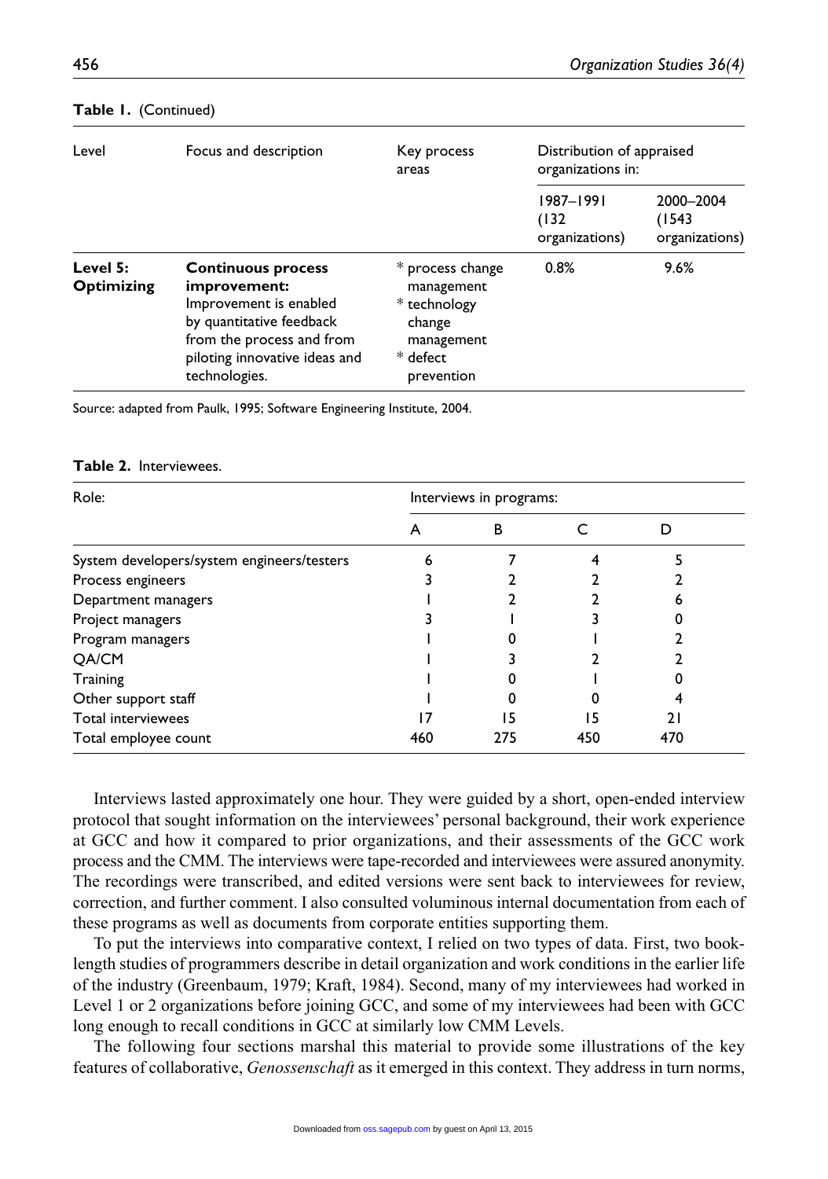**Table 1.** (Continued)

| Level | Focus and description | Key process areas | Distribution of appraised organizations in: | |
|---|---|---|---|---|
| | | | 1987–1991 (132 organizations) | 2000–2004 (1543 organizations) |
| **Level 5: Optimizing** | **Continuous process improvement:** Improvement is enabled by quantitative feedback from the process and from piloting innovative ideas and technologies. | * process change management * technology change management * defect prevention | 0.8% | 9.6% |

Source: adapted from Paulk, 1995; Software Engineering Institute, 2004.

**Table 2.** Interviewees.

| Role: | Interviews in programs: | | | |
|---|---|---|---|---|
| | A | B | C | D |
| System developers/system engineers/testers | 6 | 7 | 4 | 5 |
| Process engineers | 3 | 2 | 2 | 2 |
| Department managers | 1 | 2 | 2 | 6 |
| Project managers | 3 | 1 | 3 | 0 |
| Program managers | 1 | 0 | 1 | 2 |
| QA/CM | 1 | 3 | 2 | 2 |
| Training | 1 | 0 | 1 | 0 |
| Other support staff | 1 | 0 | 0 | 4 |
| Total interviewees | 17 | 15 | 15 | 21 |
| Total employee count | 460 | 275 | 450 | 470 |

Interviews lasted approximately one hour. They were guided by a short, open-ended interview protocol that sought information on the interviewees' personal background, their work experience at GCC and how it compared to prior organizations, and their assessments of the GCC work process and the CMM. The interviews were tape-recorded and interviewees were assured anonymity. The recordings were transcribed, and edited versions were sent back to interviewees for review, correction, and further comment. I also consulted voluminous internal documentation from each of these programs as well as documents from corporate entities supporting them.

To put the interviews into comparative context, I relied on two types of data. First, two book-length studies of programmers describe in detail organization and work conditions in the earlier life of the industry (Greenbaum, 1979; Kraft, 1984). Second, many of my interviewees had worked in Level 1 or 2 organizations before joining GCC, and some of my interviewees had been with GCC long enough to recall conditions in GCC at similarly low CMM Levels.

The following four sections marshal this material to provide some illustrations of the key features of collaborative, *Genossenschaft* as it emerged in this context. They address in turn norms,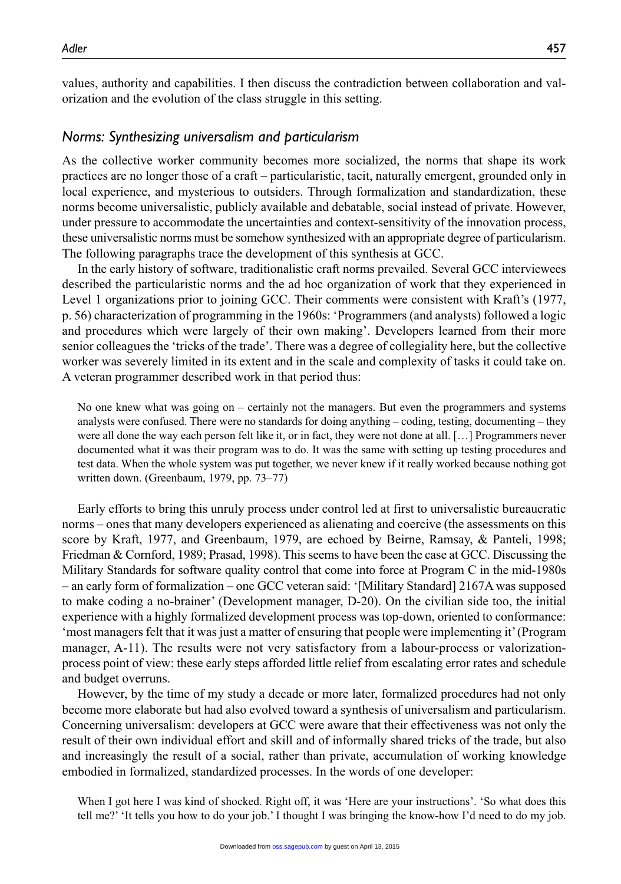values, authority and capabilities. I then discuss the contradiction between collaboration and valorization and the evolution of the class struggle in this setting.

### *Norms: Synthesizing universalism and particularism*

As the collective worker community becomes more socialized, the norms that shape its work practices are no longer those of a craft – particularistic, tacit, naturally emergent, grounded only in local experience, and mysterious to outsiders. Through formalization and standardization, these norms become universalistic, publicly available and debatable, social instead of private. However, under pressure to accommodate the uncertainties and context-sensitivity of the innovation process, these universalistic norms must be somehow synthesized with an appropriate degree of particularism. The following paragraphs trace the development of this synthesis at GCC.

In the early history of software, traditionalistic craft norms prevailed. Several GCC interviewees described the particularistic norms and the ad hoc organization of work that they experienced in Level 1 organizations prior to joining GCC. Their comments were consistent with Kraft's (1977, p. 56) characterization of programming in the 1960s: 'Programmers (and analysts) followed a logic and procedures which were largely of their own making'. Developers learned from their more senior colleagues the 'tricks of the trade'. There was a degree of collegiality here, but the collective worker was severely limited in its extent and in the scale and complexity of tasks it could take on. A veteran programmer described work in that period thus:

> No one knew what was going on – certainly not the managers. But even the programmers and systems analysts were confused. There were no standards for doing anything – coding, testing, documenting – they were all done the way each person felt like it, or in fact, they were not done at all. […] Programmers never documented what it was their program was to do. It was the same with setting up testing procedures and test data. When the whole system was put together, we never knew if it really worked because nothing got written down. (Greenbaum, 1979, pp. 73–77)

Early efforts to bring this unruly process under control led at first to universalistic bureaucratic norms – ones that many developers experienced as alienating and coercive (the assessments on this score by Kraft, 1977, and Greenbaum, 1979, are echoed by Beirne, Ramsay, & Panteli, 1998; Friedman & Cornford, 1989; Prasad, 1998). This seems to have been the case at GCC. Discussing the Military Standards for software quality control that come into force at Program C in the mid-1980s – an early form of formalization – one GCC veteran said: '[Military Standard] 2167A was supposed to make coding a no-brainer' (Development manager, D-20). On the civilian side too, the initial experience with a highly formalized development process was top-down, oriented to conformance: 'most managers felt that it was just a matter of ensuring that people were implementing it' (Program manager, A-11). The results were not very satisfactory from a labour-process or valorization-process point of view: these early steps afforded little relief from escalating error rates and schedule and budget overruns.

However, by the time of my study a decade or more later, formalized procedures had not only become more elaborate but had also evolved toward a synthesis of universalism and particularism. Concerning universalism: developers at GCC were aware that their effectiveness was not only the result of their own individual effort and skill and of informally shared tricks of the trade, but also and increasingly the result of a social, rather than private, accumulation of working knowledge embodied in formalized, standardized processes. In the words of one developer:

> When I got here I was kind of shocked. Right off, it was 'Here are your instructions'. 'So what does this tell me?' 'It tells you how to do your job.' I thought I was bringing the know-how I'd need to do my job.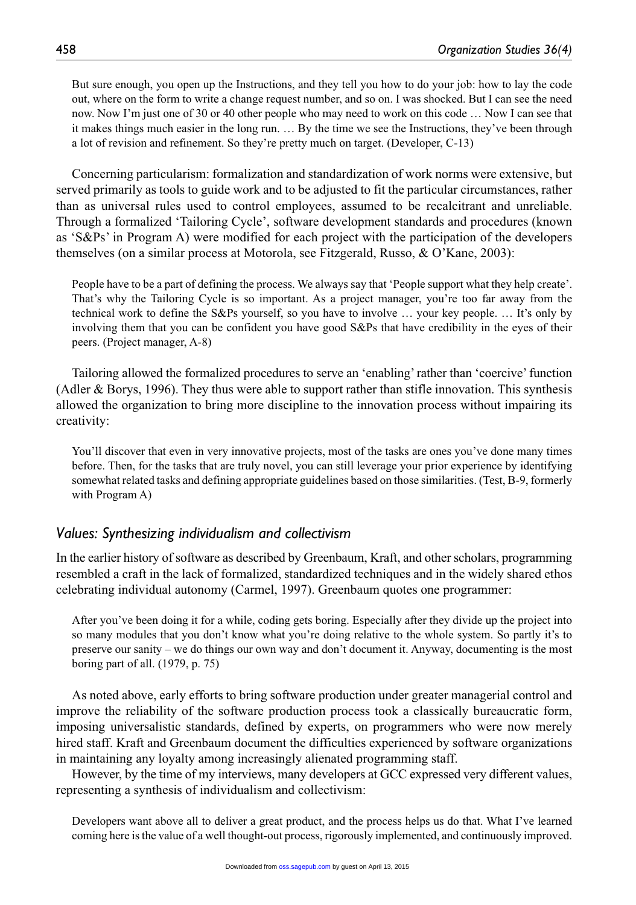> But sure enough, you open up the Instructions, and they tell you how to do your job: how to lay the code out, where on the form to write a change request number, and so on. I was shocked. But I can see the need now. Now I'm just one of 30 or 40 other people who may need to work on this code … Now I can see that it makes things much easier in the long run. … By the time we see the Instructions, they've been through a lot of revision and refinement. So they're pretty much on target. (Developer, C-13)

Concerning particularism: formalization and standardization of work norms were extensive, but served primarily as tools to guide work and to be adjusted to fit the particular circumstances, rather than as universal rules used to control employees, assumed to be recalcitrant and unreliable. Through a formalized 'Tailoring Cycle', software development standards and procedures (known as 'S&Ps' in Program A) were modified for each project with the participation of the developers themselves (on a similar process at Motorola, see Fitzgerald, Russo, & O'Kane, 2003):

> People have to be a part of defining the process. We always say that 'People support what they help create'. That's why the Tailoring Cycle is so important. As a project manager, you're too far away from the technical work to define the S&Ps yourself, so you have to involve … your key people. … It's only by involving them that you can be confident you have good S&Ps that have credibility in the eyes of their peers. (Project manager, A-8)

Tailoring allowed the formalized procedures to serve an 'enabling' rather than 'coercive' function (Adler & Borys, 1996). They thus were able to support rather than stifle innovation. This synthesis allowed the organization to bring more discipline to the innovation process without impairing its creativity:

> You'll discover that even in very innovative projects, most of the tasks are ones you've done many times before. Then, for the tasks that are truly novel, you can still leverage your prior experience by identifying somewhat related tasks and defining appropriate guidelines based on those similarities. (Test, B-9, formerly with Program A)

## *Values: Synthesizing individualism and collectivism*

In the earlier history of software as described by Greenbaum, Kraft, and other scholars, programming resembled a craft in the lack of formalized, standardized techniques and in the widely shared ethos celebrating individual autonomy (Carmel, 1997). Greenbaum quotes one programmer:

> After you've been doing it for a while, coding gets boring. Especially after they divide up the project into so many modules that you don't know what you're doing relative to the whole system. So partly it's to preserve our sanity – we do things our own way and don't document it. Anyway, documenting is the most boring part of all. (1979, p. 75)

As noted above, early efforts to bring software production under greater managerial control and improve the reliability of the software production process took a classically bureaucratic form, imposing universalistic standards, defined by experts, on programmers who were now merely hired staff. Kraft and Greenbaum document the difficulties experienced by software organizations in maintaining any loyalty among increasingly alienated programming staff.

However, by the time of my interviews, many developers at GCC expressed very different values, representing a synthesis of individualism and collectivism:

> Developers want above all to deliver a great product, and the process helps us do that. What I've learned coming here is the value of a well thought-out process, rigorously implemented, and continuously improved.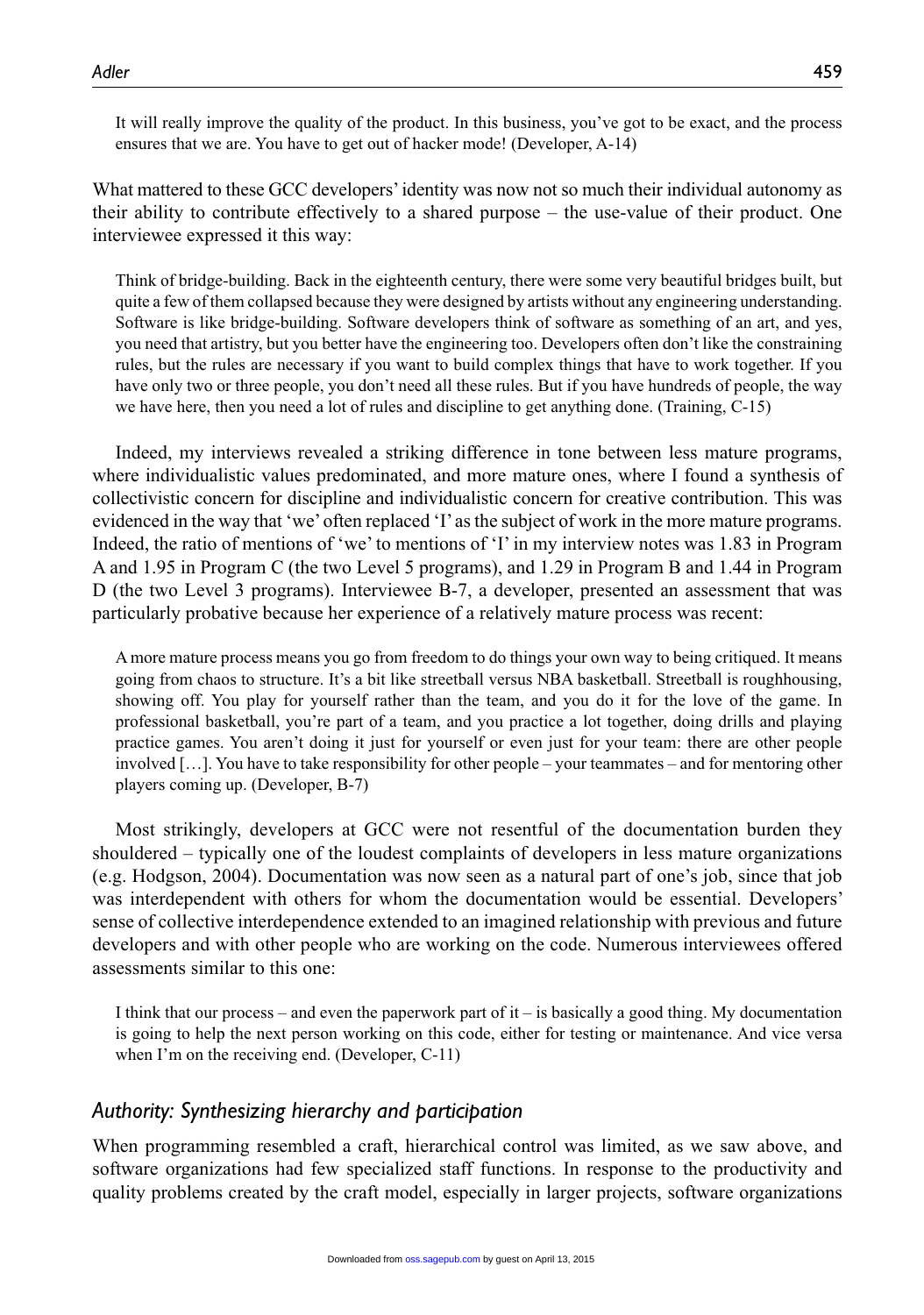> It will really improve the quality of the product. In this business, you've got to be exact, and the process ensures that we are. You have to get out of hacker mode! (Developer, A-14)

What mattered to these GCC developers' identity was now not so much their individual autonomy as their ability to contribute effectively to a shared purpose – the use-value of their product. One interviewee expressed it this way:

> Think of bridge-building. Back in the eighteenth century, there were some very beautiful bridges built, but quite a few of them collapsed because they were designed by artists without any engineering understanding. Software is like bridge-building. Software developers think of software as something of an art, and yes, you need that artistry, but you better have the engineering too. Developers often don't like the constraining rules, but the rules are necessary if you want to build complex things that have to work together. If you have only two or three people, you don't need all these rules. But if you have hundreds of people, the way we have here, then you need a lot of rules and discipline to get anything done. (Training, C-15)

Indeed, my interviews revealed a striking difference in tone between less mature programs, where individualistic values predominated, and more mature ones, where I found a synthesis of collectivistic concern for discipline and individualistic concern for creative contribution. This was evidenced in the way that 'we' often replaced 'I' as the subject of work in the more mature programs. Indeed, the ratio of mentions of 'we' to mentions of 'I' in my interview notes was 1.83 in Program A and 1.95 in Program C (the two Level 5 programs), and 1.29 in Program B and 1.44 in Program D (the two Level 3 programs). Interviewee B-7, a developer, presented an assessment that was particularly probative because her experience of a relatively mature process was recent:

> A more mature process means you go from freedom to do things your own way to being critiqued. It means going from chaos to structure. It's a bit like streetball versus NBA basketball. Streetball is roughhousing, showing off. You play for yourself rather than the team, and you do it for the love of the game. In professional basketball, you're part of a team, and you practice a lot together, doing drills and playing practice games. You aren't doing it just for yourself or even just for your team: there are other people involved […]. You have to take responsibility for other people – your teammates – and for mentoring other players coming up. (Developer, B-7)

Most strikingly, developers at GCC were not resentful of the documentation burden they shouldered – typically one of the loudest complaints of developers in less mature organizations (e.g. Hodgson, 2004). Documentation was now seen as a natural part of one's job, since that job was interdependent with others for whom the documentation would be essential. Developers' sense of collective interdependence extended to an imagined relationship with previous and future developers and with other people who are working on the code. Numerous interviewees offered assessments similar to this one:

> I think that our process – and even the paperwork part of it – is basically a good thing. My documentation is going to help the next person working on this code, either for testing or maintenance. And vice versa when I'm on the receiving end. (Developer, C-11)

### *Authority: Synthesizing hierarchy and participation*

When programming resembled a craft, hierarchical control was limited, as we saw above, and software organizations had few specialized staff functions. In response to the productivity and quality problems created by the craft model, especially in larger projects, software organizations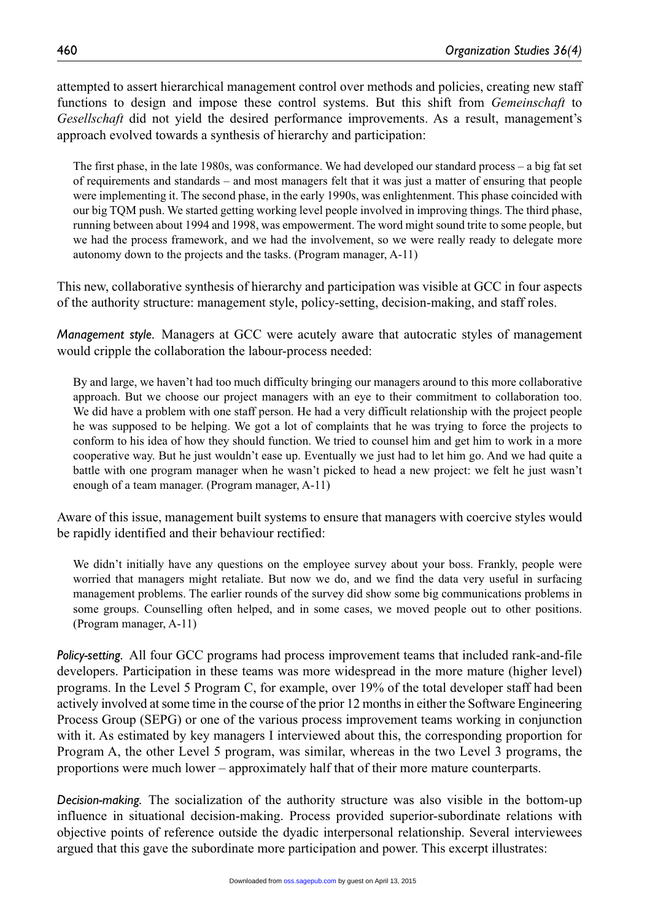attempted to assert hierarchical management control over methods and policies, creating new staff functions to design and impose these control systems. But this shift from *Gemeinschaft* to *Gesellschaft* did not yield the desired performance improvements. As a result, management's approach evolved towards a synthesis of hierarchy and participation:

> The first phase, in the late 1980s, was conformance. We had developed our standard process – a big fat set of requirements and standards – and most managers felt that it was just a matter of ensuring that people were implementing it. The second phase, in the early 1990s, was enlightenment. This phase coincided with our big TQM push. We started getting working level people involved in improving things. The third phase, running between about 1994 and 1998, was empowerment. The word might sound trite to some people, but we had the process framework, and we had the involvement, so we were really ready to delegate more autonomy down to the projects and the tasks. (Program manager, A-11)

This new, collaborative synthesis of hierarchy and participation was visible at GCC in four aspects of the authority structure: management style, policy-setting, decision-making, and staff roles.

*Management style.* Managers at GCC were acutely aware that autocratic styles of management would cripple the collaboration the labour-process needed:

> By and large, we haven't had too much difficulty bringing our managers around to this more collaborative approach. But we choose our project managers with an eye to their commitment to collaboration too. We did have a problem with one staff person. He had a very difficult relationship with the project people he was supposed to be helping. We got a lot of complaints that he was trying to force the projects to conform to his idea of how they should function. We tried to counsel him and get him to work in a more cooperative way. But he just wouldn't ease up. Eventually we just had to let him go. And we had quite a battle with one program manager when he wasn't picked to head a new project: we felt he just wasn't enough of a team manager. (Program manager, A-11)

Aware of this issue, management built systems to ensure that managers with coercive styles would be rapidly identified and their behaviour rectified:

> We didn't initially have any questions on the employee survey about your boss. Frankly, people were worried that managers might retaliate. But now we do, and we find the data very useful in surfacing management problems. The earlier rounds of the survey did show some big communications problems in some groups. Counselling often helped, and in some cases, we moved people out to other positions. (Program manager, A-11)

*Policy-setting.* All four GCC programs had process improvement teams that included rank-and-file developers. Participation in these teams was more widespread in the more mature (higher level) programs. In the Level 5 Program C, for example, over 19% of the total developer staff had been actively involved at some time in the course of the prior 12 months in either the Software Engineering Process Group (SEPG) or one of the various process improvement teams working in conjunction with it. As estimated by key managers I interviewed about this, the corresponding proportion for Program A, the other Level 5 program, was similar, whereas in the two Level 3 programs, the proportions were much lower – approximately half that of their more mature counterparts.

*Decision-making.* The socialization of the authority structure was also visible in the bottom-up influence in situational decision-making. Process provided superior-subordinate relations with objective points of reference outside the dyadic interpersonal relationship. Several interviewees argued that this gave the subordinate more participation and power. This excerpt illustrates: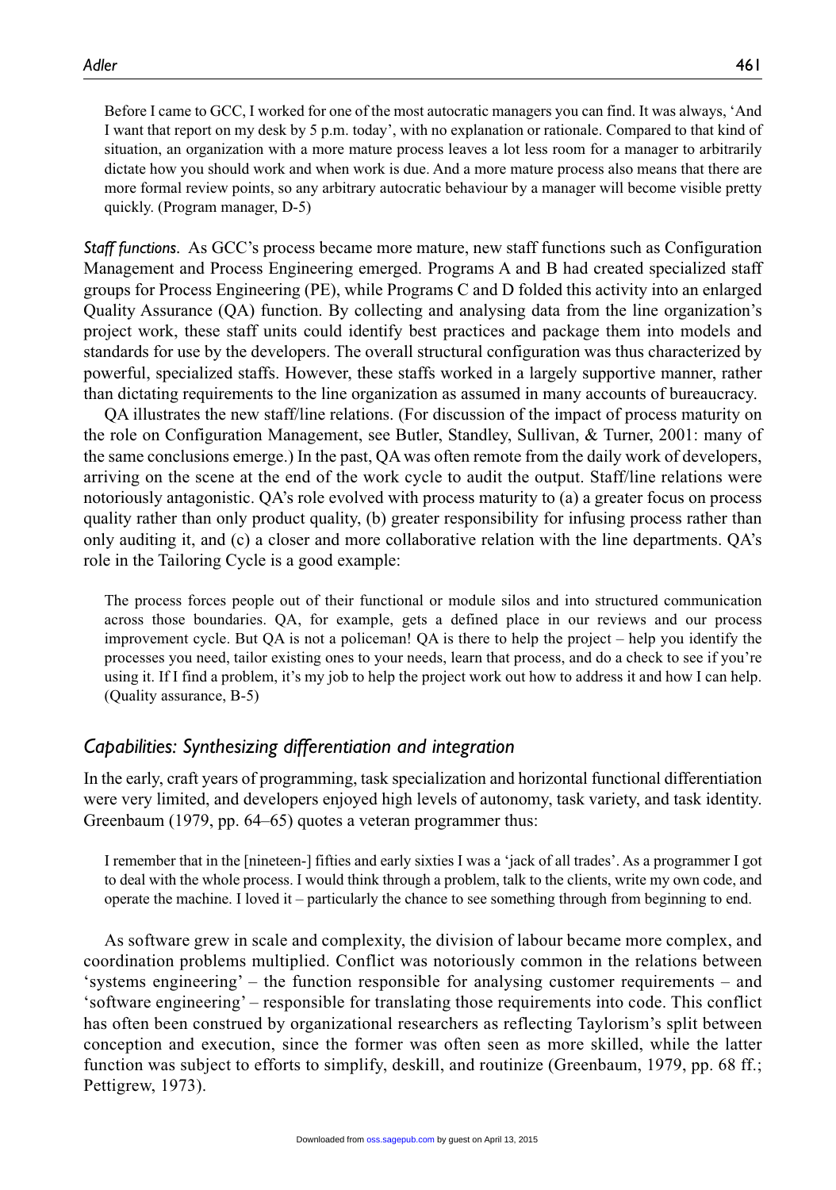> Before I came to GCC, I worked for one of the most autocratic managers you can find. It was always, 'And I want that report on my desk by 5 p.m. today', with no explanation or rationale. Compared to that kind of situation, an organization with a more mature process leaves a lot less room for a manager to arbitrarily dictate how you should work and when work is due. And a more mature process also means that there are more formal review points, so any arbitrary autocratic behaviour by a manager will become visible pretty quickly. (Program manager, D-5)

***Staff functions.*** As GCC's process became more mature, new staff functions such as Configuration Management and Process Engineering emerged. Programs A and B had created specialized staff groups for Process Engineering (PE), while Programs C and D folded this activity into an enlarged Quality Assurance (QA) function. By collecting and analysing data from the line organization's project work, these staff units could identify best practices and package them into models and standards for use by the developers. The overall structural configuration was thus characterized by powerful, specialized staffs. However, these staffs worked in a largely supportive manner, rather than dictating requirements to the line organization as assumed in many accounts of bureaucracy.

QA illustrates the new staff/line relations. (For discussion of the impact of process maturity on the role on Configuration Management, see Butler, Standley, Sullivan, & Turner, 2001: many of the same conclusions emerge.) In the past, QA was often remote from the daily work of developers, arriving on the scene at the end of the work cycle to audit the output. Staff/line relations were notoriously antagonistic. QA's role evolved with process maturity to (a) a greater focus on process quality rather than only product quality, (b) greater responsibility for infusing process rather than only auditing it, and (c) a closer and more collaborative relation with the line departments. QA's role in the Tailoring Cycle is a good example:

> The process forces people out of their functional or module silos and into structured communication across those boundaries. QA, for example, gets a defined place in our reviews and our process improvement cycle. But QA is not a policeman! QA is there to help the project – help you identify the processes you need, tailor existing ones to your needs, learn that process, and do a check to see if you're using it. If I find a problem, it's my job to help the project work out how to address it and how I can help. (Quality assurance, B-5)

## *Capabilities: Synthesizing differentiation and integration*

In the early, craft years of programming, task specialization and horizontal functional differentiation were very limited, and developers enjoyed high levels of autonomy, task variety, and task identity. Greenbaum (1979, pp. 64–65) quotes a veteran programmer thus:

> I remember that in the [nineteen-] fifties and early sixties I was a 'jack of all trades'. As a programmer I got to deal with the whole process. I would think through a problem, talk to the clients, write my own code, and operate the machine. I loved it – particularly the chance to see something through from beginning to end.

As software grew in scale and complexity, the division of labour became more complex, and coordination problems multiplied. Conflict was notoriously common in the relations between 'systems engineering' – the function responsible for analysing customer requirements – and 'software engineering' – responsible for translating those requirements into code. This conflict has often been construed by organizational researchers as reflecting Taylorism's split between conception and execution, since the former was often seen as more skilled, while the latter function was subject to efforts to simplify, deskill, and routinize (Greenbaum, 1979, pp. 68 ff.; Pettigrew, 1973).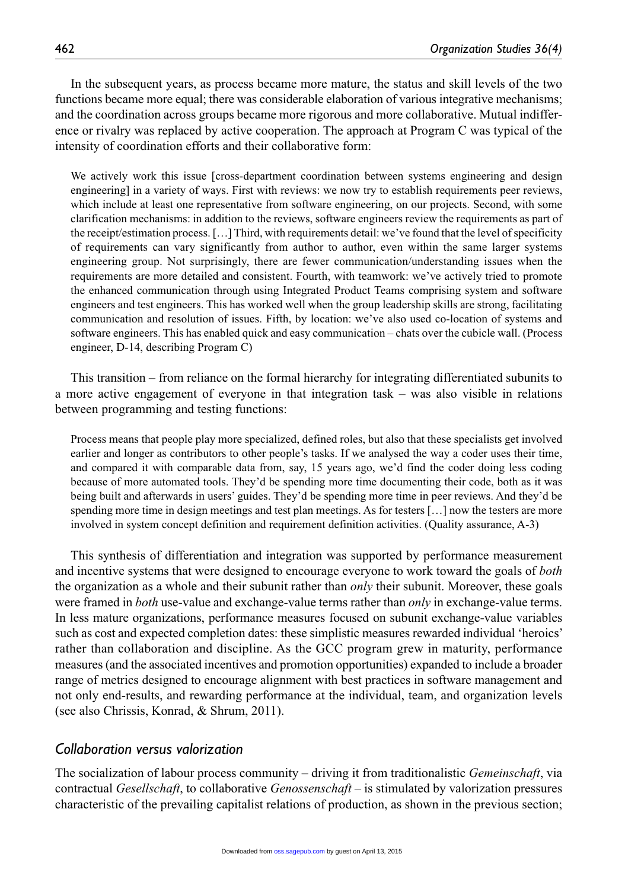In the subsequent years, as process became more mature, the status and skill levels of the two functions became more equal; there was considerable elaboration of various integrative mechanisms; and the coordination across groups became more rigorous and more collaborative. Mutual indifference or rivalry was replaced by active cooperation. The approach at Program C was typical of the intensity of coordination efforts and their collaborative form:

> We actively work this issue [cross-department coordination between systems engineering and design engineering] in a variety of ways. First with reviews: we now try to establish requirements peer reviews, which include at least one representative from software engineering, on our projects. Second, with some clarification mechanisms: in addition to the reviews, software engineers review the requirements as part of the receipt/estimation process. […] Third, with requirements detail: we've found that the level of specificity of requirements can vary significantly from author to author, even within the same larger systems engineering group. Not surprisingly, there are fewer communication/understanding issues when the requirements are more detailed and consistent. Fourth, with teamwork: we've actively tried to promote the enhanced communication through using Integrated Product Teams comprising system and software engineers and test engineers. This has worked well when the group leadership skills are strong, facilitating communication and resolution of issues. Fifth, by location: we've also used co-location of systems and software engineers. This has enabled quick and easy communication – chats over the cubicle wall. (Process engineer, D-14, describing Program C)

This transition – from reliance on the formal hierarchy for integrating differentiated subunits to a more active engagement of everyone in that integration task – was also visible in relations between programming and testing functions:

> Process means that people play more specialized, defined roles, but also that these specialists get involved earlier and longer as contributors to other people's tasks. If we analysed the way a coder uses their time, and compared it with comparable data from, say, 15 years ago, we'd find the coder doing less coding because of more automated tools. They'd be spending more time documenting their code, both as it was being built and afterwards in users' guides. They'd be spending more time in peer reviews. And they'd be spending more time in design meetings and test plan meetings. As for testers […] now the testers are more involved in system concept definition and requirement definition activities. (Quality assurance, A-3)

This synthesis of differentiation and integration was supported by performance measurement and incentive systems that were designed to encourage everyone to work toward the goals of *both* the organization as a whole and their subunit rather than *only* their subunit. Moreover, these goals were framed in *both* use-value and exchange-value terms rather than *only* in exchange-value terms. In less mature organizations, performance measures focused on subunit exchange-value variables such as cost and expected completion dates: these simplistic measures rewarded individual 'heroics' rather than collaboration and discipline. As the GCC program grew in maturity, performance measures (and the associated incentives and promotion opportunities) expanded to include a broader range of metrics designed to encourage alignment with best practices in software management and not only end-results, and rewarding performance at the individual, team, and organization levels (see also Chrissis, Konrad, & Shrum, 2011).

## *Collaboration versus valorization*

The socialization of labour process community – driving it from traditionalistic *Gemeinschaft*, via contractual *Gesellschaft*, to collaborative *Genossenschaft* – is stimulated by valorization pressures characteristic of the prevailing capitalist relations of production, as shown in the previous section;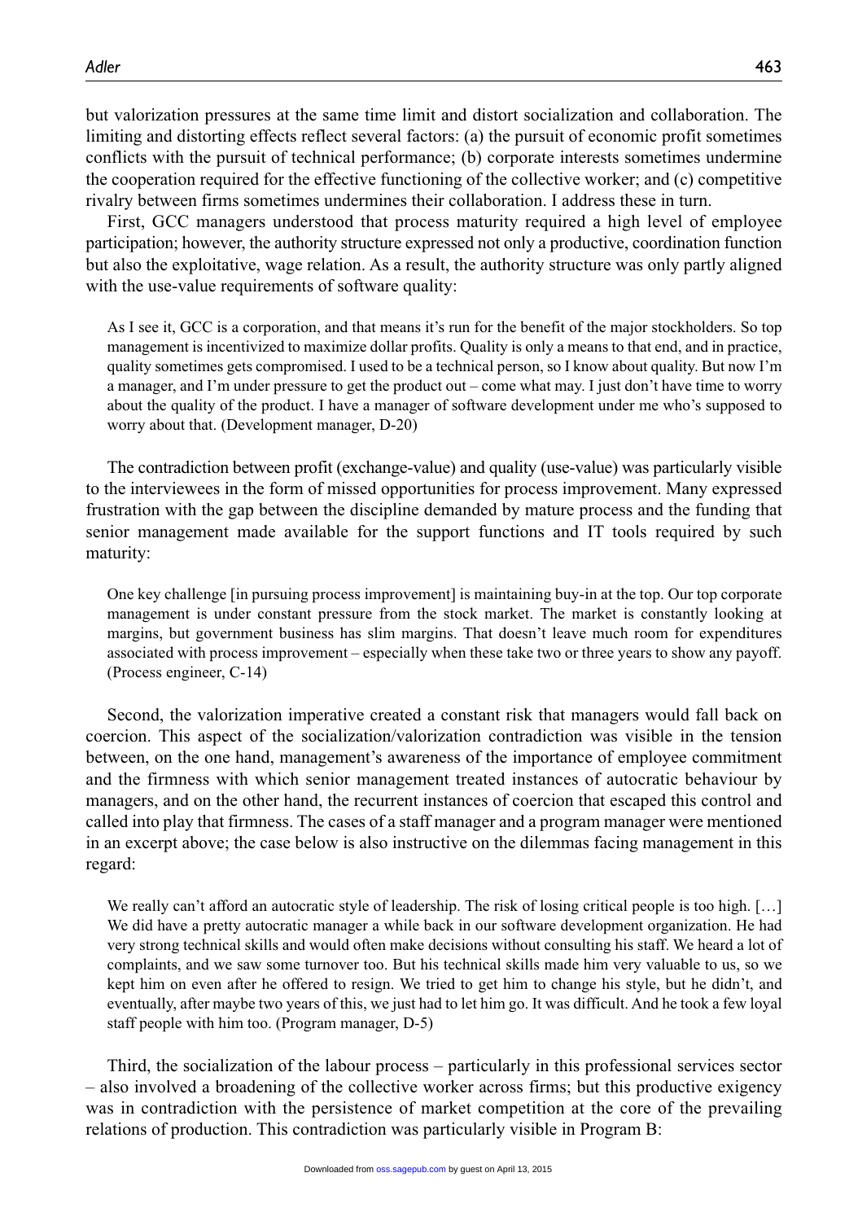but valorization pressures at the same time limit and distort socialization and collaboration. The limiting and distorting effects reflect several factors: (a) the pursuit of economic profit sometimes conflicts with the pursuit of technical performance; (b) corporate interests sometimes undermine the cooperation required for the effective functioning of the collective worker; and (c) competitive rivalry between firms sometimes undermines their collaboration. I address these in turn.

First, GCC managers understood that process maturity required a high level of employee participation; however, the authority structure expressed not only a productive, coordination function but also the exploitative, wage relation. As a result, the authority structure was only partly aligned with the use-value requirements of software quality:

> As I see it, GCC is a corporation, and that means it's run for the benefit of the major stockholders. So top management is incentivized to maximize dollar profits. Quality is only a means to that end, and in practice, quality sometimes gets compromised. I used to be a technical person, so I know about quality. But now I'm a manager, and I'm under pressure to get the product out – come what may. I just don't have time to worry about the quality of the product. I have a manager of software development under me who's supposed to worry about that. (Development manager, D-20)

The contradiction between profit (exchange-value) and quality (use-value) was particularly visible to the interviewees in the form of missed opportunities for process improvement. Many expressed frustration with the gap between the discipline demanded by mature process and the funding that senior management made available for the support functions and IT tools required by such maturity:

> One key challenge [in pursuing process improvement] is maintaining buy-in at the top. Our top corporate management is under constant pressure from the stock market. The market is constantly looking at margins, but government business has slim margins. That doesn't leave much room for expenditures associated with process improvement – especially when these take two or three years to show any payoff. (Process engineer, C-14)

Second, the valorization imperative created a constant risk that managers would fall back on coercion. This aspect of the socialization/valorization contradiction was visible in the tension between, on the one hand, management's awareness of the importance of employee commitment and the firmness with which senior management treated instances of autocratic behaviour by managers, and on the other hand, the recurrent instances of coercion that escaped this control and called into play that firmness. The cases of a staff manager and a program manager were mentioned in an excerpt above; the case below is also instructive on the dilemmas facing management in this regard:

> We really can't afford an autocratic style of leadership. The risk of losing critical people is too high. […] We did have a pretty autocratic manager a while back in our software development organization. He had very strong technical skills and would often make decisions without consulting his staff. We heard a lot of complaints, and we saw some turnover too. But his technical skills made him very valuable to us, so we kept him on even after he offered to resign. We tried to get him to change his style, but he didn't, and eventually, after maybe two years of this, we just had to let him go. It was difficult. And he took a few loyal staff people with him too. (Program manager, D-5)

Third, the socialization of the labour process – particularly in this professional services sector – also involved a broadening of the collective worker across firms; but this productive exigency was in contradiction with the persistence of market competition at the core of the prevailing relations of production. This contradiction was particularly visible in Program B: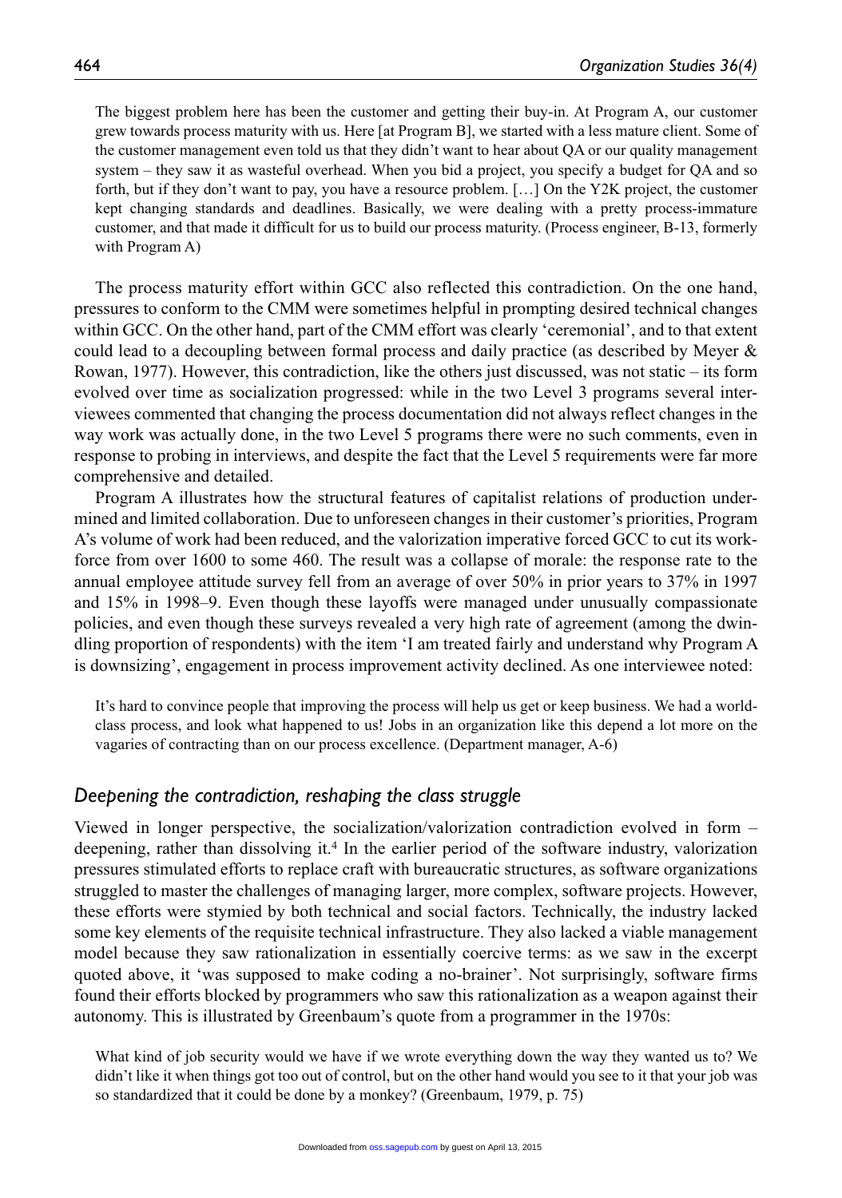> The biggest problem here has been the customer and getting their buy-in. At Program A, our customer grew towards process maturity with us. Here [at Program B], we started with a less mature client. Some of the customer management even told us that they didn't want to hear about QA or our quality management system – they saw it as wasteful overhead. When you bid a project, you specify a budget for QA and so forth, but if they don't want to pay, you have a resource problem. […] On the Y2K project, the customer kept changing standards and deadlines. Basically, we were dealing with a pretty process-immature customer, and that made it difficult for us to build our process maturity. (Process engineer, B-13, formerly with Program A)

The process maturity effort within GCC also reflected this contradiction. On the one hand, pressures to conform to the CMM were sometimes helpful in prompting desired technical changes within GCC. On the other hand, part of the CMM effort was clearly 'ceremonial', and to that extent could lead to a decoupling between formal process and daily practice (as described by Meyer & Rowan, 1977). However, this contradiction, like the others just discussed, was not static – its form evolved over time as socialization progressed: while in the two Level 3 programs several interviewees commented that changing the process documentation did not always reflect changes in the way work was actually done, in the two Level 5 programs there were no such comments, even in response to probing in interviews, and despite the fact that the Level 5 requirements were far more comprehensive and detailed.

Program A illustrates how the structural features of capitalist relations of production undermined and limited collaboration. Due to unforeseen changes in their customer's priorities, Program A's volume of work had been reduced, and the valorization imperative forced GCC to cut its workforce from over 1600 to some 460. The result was a collapse of morale: the response rate to the annual employee attitude survey fell from an average of over 50% in prior years to 37% in 1997 and 15% in 1998–9. Even though these layoffs were managed under unusually compassionate policies, and even though these surveys revealed a very high rate of agreement (among the dwindling proportion of respondents) with the item 'I am treated fairly and understand why Program A is downsizing', engagement in process improvement activity declined. As one interviewee noted:

> It's hard to convince people that improving the process will help us get or keep business. We had a world-class process, and look what happened to us! Jobs in an organization like this depend a lot more on the vagaries of contracting than on our process excellence. (Department manager, A-6)

## *Deepening the contradiction, reshaping the class struggle*

Viewed in longer perspective, the socialization/valorization contradiction evolved in form – deepening, rather than dissolving it.[4] In the earlier period of the software industry, valorization pressures stimulated efforts to replace craft with bureaucratic structures, as software organizations struggled to master the challenges of managing larger, more complex, software projects. However, these efforts were stymied by both technical and social factors. Technically, the industry lacked some key elements of the requisite technical infrastructure. They also lacked a viable management model because they saw rationalization in essentially coercive terms: as we saw in the excerpt quoted above, it 'was supposed to make coding a no-brainer'. Not surprisingly, software firms found their efforts blocked by programmers who saw this rationalization as a weapon against their autonomy. This is illustrated by Greenbaum's quote from a programmer in the 1970s:

> What kind of job security would we have if we wrote everything down the way they wanted us to? We didn't like it when things got too out of control, but on the other hand would you see to it that your job was so standardized that it could be done by a monkey? (Greenbaum, 1979, p. 75)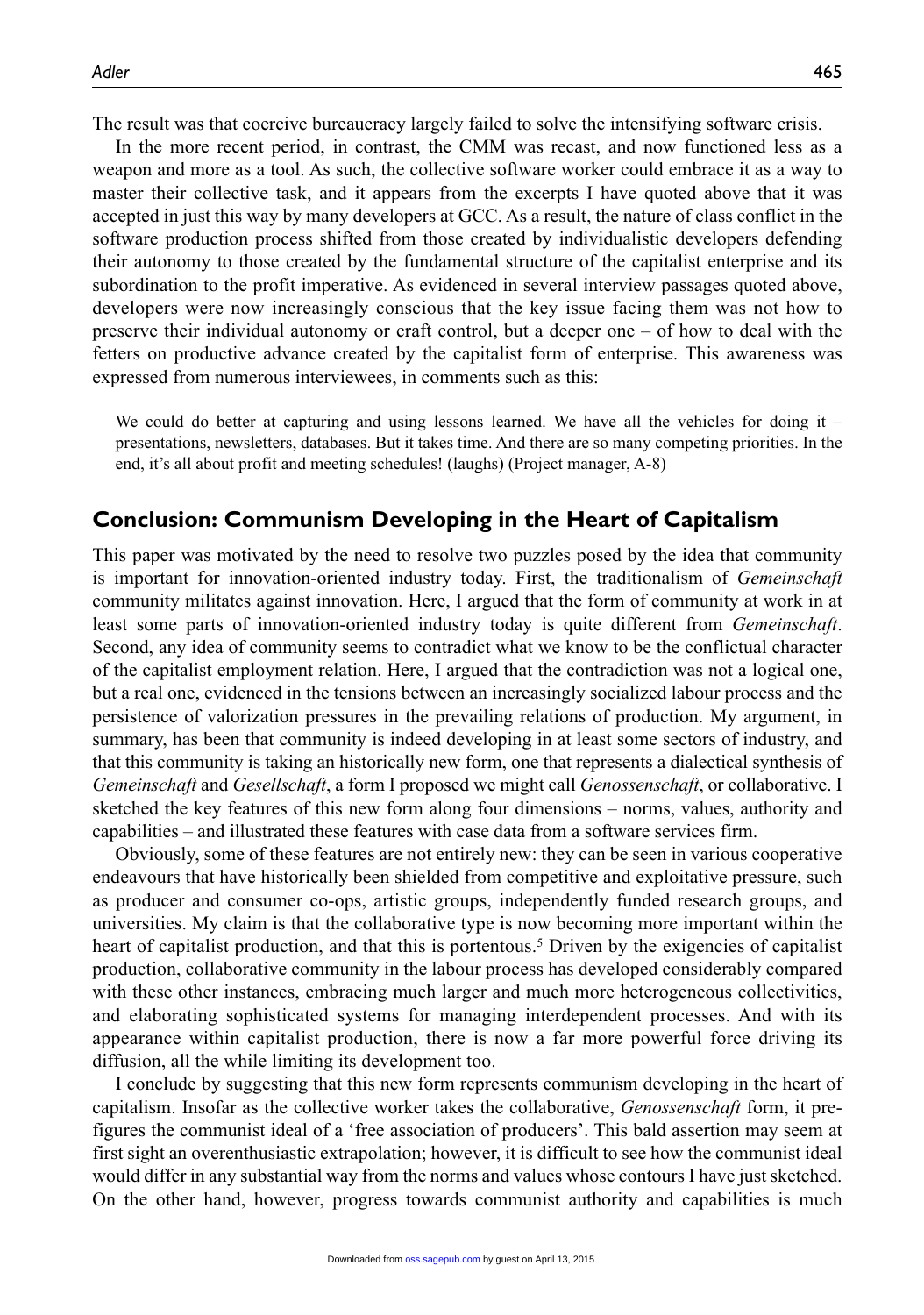The result was that coercive bureaucracy largely failed to solve the intensifying software crisis.

In the more recent period, in contrast, the CMM was recast, and now functioned less as a weapon and more as a tool. As such, the collective software worker could embrace it as a way to master their collective task, and it appears from the excerpts I have quoted above that it was accepted in just this way by many developers at GCC. As a result, the nature of class conflict in the software production process shifted from those created by individualistic developers defending their autonomy to those created by the fundamental structure of the capitalist enterprise and its subordination to the profit imperative. As evidenced in several interview passages quoted above, developers were now increasingly conscious that the key issue facing them was not how to preserve their individual autonomy or craft control, but a deeper one – of how to deal with the fetters on productive advance created by the capitalist form of enterprise. This awareness was expressed from numerous interviewees, in comments such as this:

> We could do better at capturing and using lessons learned. We have all the vehicles for doing it – presentations, newsletters, databases. But it takes time. And there are so many competing priorities. In the end, it's all about profit and meeting schedules! (laughs) (Project manager, A-8)

## Conclusion: Communism Developing in the Heart of Capitalism

This paper was motivated by the need to resolve two puzzles posed by the idea that community is important for innovation-oriented industry today. First, the traditionalism of *Gemeinschaft* community militates against innovation. Here, I argued that the form of community at work in at least some parts of innovation-oriented industry today is quite different from *Gemeinschaft*. Second, any idea of community seems to contradict what we know to be the conflictual character of the capitalist employment relation. Here, I argued that the contradiction was not a logical one, but a real one, evidenced in the tensions between an increasingly socialized labour process and the persistence of valorization pressures in the prevailing relations of production. My argument, in summary, has been that community is indeed developing in at least some sectors of industry, and that this community is taking an historically new form, one that represents a dialectical synthesis of *Gemeinschaft* and *Gesellschaft*, a form I proposed we might call *Genossenschaft*, or collaborative. I sketched the key features of this new form along four dimensions – norms, values, authority and capabilities – and illustrated these features with case data from a software services firm.

Obviously, some of these features are not entirely new: they can be seen in various cooperative endeavours that have historically been shielded from competitive and exploitative pressure, such as producer and consumer co-ops, artistic groups, independently funded research groups, and universities. My claim is that the collaborative type is now becoming more important within the heart of capitalist production, and that this is portentous.[5] Driven by the exigencies of capitalist production, collaborative community in the labour process has developed considerably compared with these other instances, embracing much larger and much more heterogeneous collectivities, and elaborating sophisticated systems for managing interdependent processes. And with its appearance within capitalist production, there is now a far more powerful force driving its diffusion, all the while limiting its development too.

I conclude by suggesting that this new form represents communism developing in the heart of capitalism. Insofar as the collective worker takes the collaborative, *Genossenschaft* form, it prefigures the communist ideal of a 'free association of producers'. This bald assertion may seem at first sight an overenthusiastic extrapolation; however, it is difficult to see how the communist ideal would differ in any substantial way from the norms and values whose contours I have just sketched. On the other hand, however, progress towards communist authority and capabilities is much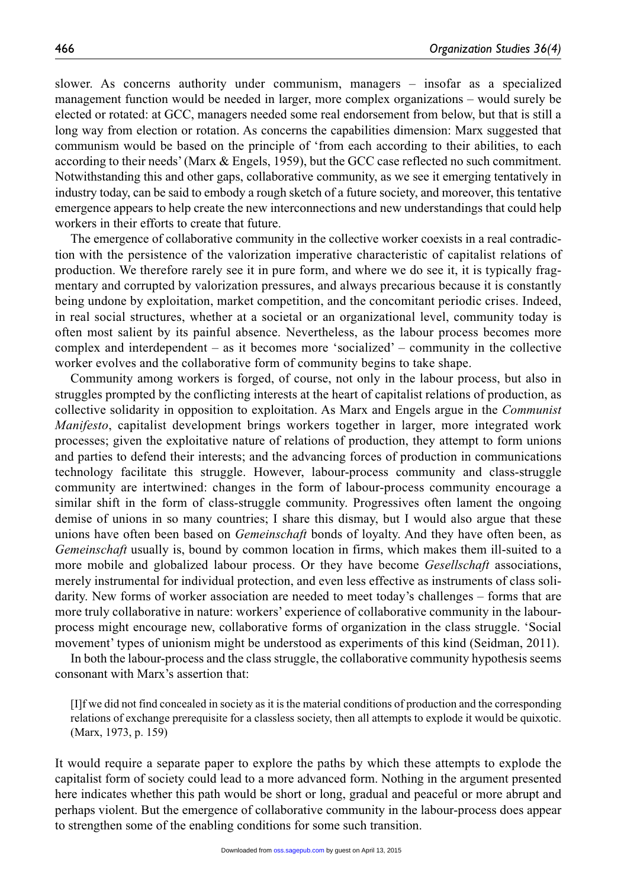slower. As concerns authority under communism, managers – insofar as a specialized management function would be needed in larger, more complex organizations – would surely be elected or rotated: at GCC, managers needed some real endorsement from below, but that is still a long way from election or rotation. As concerns the capabilities dimension: Marx suggested that communism would be based on the principle of 'from each according to their abilities, to each according to their needs' (Marx & Engels, 1959), but the GCC case reflected no such commitment. Notwithstanding this and other gaps, collaborative community, as we see it emerging tentatively in industry today, can be said to embody a rough sketch of a future society, and moreover, this tentative emergence appears to help create the new interconnections and new understandings that could help workers in their efforts to create that future.

The emergence of collaborative community in the collective worker coexists in a real contradiction with the persistence of the valorization imperative characteristic of capitalist relations of production. We therefore rarely see it in pure form, and where we do see it, it is typically fragmentary and corrupted by valorization pressures, and always precarious because it is constantly being undone by exploitation, market competition, and the concomitant periodic crises. Indeed, in real social structures, whether at a societal or an organizational level, community today is often most salient by its painful absence. Nevertheless, as the labour process becomes more complex and interdependent – as it becomes more 'socialized' – community in the collective worker evolves and the collaborative form of community begins to take shape.

Community among workers is forged, of course, not only in the labour process, but also in struggles prompted by the conflicting interests at the heart of capitalist relations of production, as collective solidarity in opposition to exploitation. As Marx and Engels argue in the *Communist Manifesto*, capitalist development brings workers together in larger, more integrated work processes; given the exploitative nature of relations of production, they attempt to form unions and parties to defend their interests; and the advancing forces of production in communications technology facilitate this struggle. However, labour-process community and class-struggle community are intertwined: changes in the form of labour-process community encourage a similar shift in the form of class-struggle community. Progressives often lament the ongoing demise of unions in so many countries; I share this dismay, but I would also argue that these unions have often been based on *Gemeinschaft* bonds of loyalty. And they have often been, as *Gemeinschaft* usually is, bound by common location in firms, which makes them ill-suited to a more mobile and globalized labour process. Or they have become *Gesellschaft* associations, merely instrumental for individual protection, and even less effective as instruments of class solidarity. New forms of worker association are needed to meet today's challenges – forms that are more truly collaborative in nature: workers' experience of collaborative community in the labour-process might encourage new, collaborative forms of organization in the class struggle. 'Social movement' types of unionism might be understood as experiments of this kind (Seidman, 2011).

In both the labour-process and the class struggle, the collaborative community hypothesis seems consonant with Marx's assertion that:

> [I]f we did not find concealed in society as it is the material conditions of production and the corresponding relations of exchange prerequisite for a classless society, then all attempts to explode it would be quixotic. (Marx, 1973, p. 159)

It would require a separate paper to explore the paths by which these attempts to explode the capitalist form of society could lead to a more advanced form. Nothing in the argument presented here indicates whether this path would be short or long, gradual and peaceful or more abrupt and perhaps violent. But the emergence of collaborative community in the labour-process does appear to strengthen some of the enabling conditions for some such transition.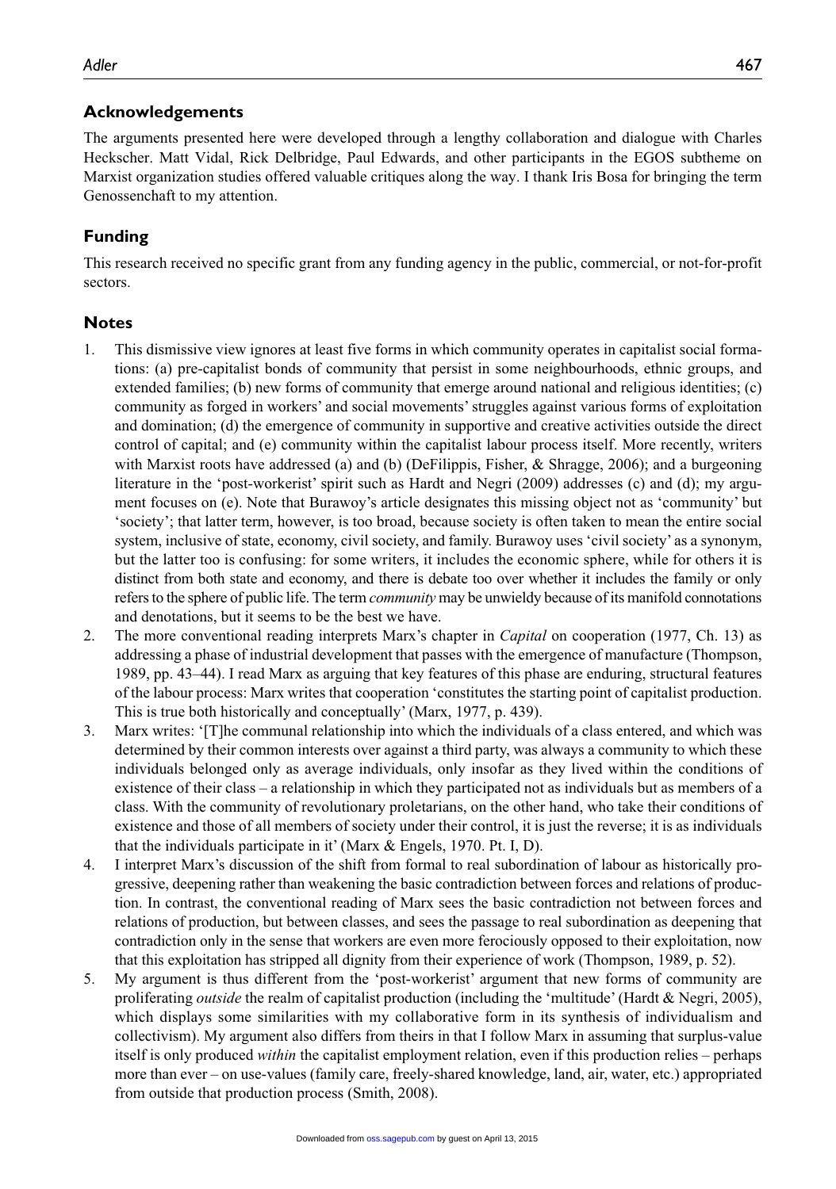## Acknowledgements

The arguments presented here were developed through a lengthy collaboration and dialogue with Charles Heckscher. Matt Vidal, Rick Delbridge, Paul Edwards, and other participants in the EGOS subtheme on Marxist organization studies offered valuable critiques along the way. I thank Iris Bosa for bringing the term Genossenschaft to my attention.

## Funding

This research received no specific grant from any funding agency in the public, commercial, or not-for-profit sectors.

## Notes

1. This dismissive view ignores at least five forms in which community operates in capitalist social formations: (a) pre-capitalist bonds of community that persist in some neighbourhoods, ethnic groups, and extended families; (b) new forms of community that emerge around national and religious identities; (c) community as forged in workers' and social movements' struggles against various forms of exploitation and domination; (d) the emergence of community in supportive and creative activities outside the direct control of capital; and (e) community within the capitalist labour process itself. More recently, writers with Marxist roots have addressed (a) and (b) (DeFilippis, Fisher, & Shragge, 2006); and a burgeoning literature in the 'post-workerist' spirit such as Hardt and Negri (2009) addresses (c) and (d); my argument focuses on (e). Note that Burawoy's article designates this missing object not as 'community' but 'society'; that latter term, however, is too broad, because society is often taken to mean the entire social system, inclusive of state, economy, civil society, and family. Burawoy uses 'civil society' as a synonym, but the latter too is confusing: for some writers, it includes the economic sphere, while for others it is distinct from both state and economy, and there is debate too over whether it includes the family or only refers to the sphere of public life. The term *community* may be unwieldy because of its manifold connotations and denotations, but it seems to be the best we have.
2. The more conventional reading interprets Marx's chapter in *Capital* on cooperation (1977, Ch. 13) as addressing a phase of industrial development that passes with the emergence of manufacture (Thompson, 1989, pp. 43–44). I read Marx as arguing that key features of this phase are enduring, structural features of the labour process: Marx writes that cooperation 'constitutes the starting point of capitalist production. This is true both historically and conceptually' (Marx, 1977, p. 439).
3. Marx writes: '[T]he communal relationship into which the individuals of a class entered, and which was determined by their common interests over against a third party, was always a community to which these individuals belonged only as average individuals, only insofar as they lived within the conditions of existence of their class – a relationship in which they participated not as individuals but as members of a class. With the community of revolutionary proletarians, on the other hand, who take their conditions of existence and those of all members of society under their control, it is just the reverse; it is as individuals that the individuals participate in it' (Marx & Engels, 1970. Pt. I, D).
4. I interpret Marx's discussion of the shift from formal to real subordination of labour as historically progressive, deepening rather than weakening the basic contradiction between forces and relations of production. In contrast, the conventional reading of Marx sees the basic contradiction not between forces and relations of production, but between classes, and sees the passage to real subordination as deepening that contradiction only in the sense that workers are even more ferociously opposed to their exploitation, now that this exploitation has stripped all dignity from their experience of work (Thompson, 1989, p. 52).
5. My argument is thus different from the 'post-workerist' argument that new forms of community are proliferating *outside* the realm of capitalist production (including the 'multitude' (Hardt & Negri, 2005), which displays some similarities with my collaborative form in its synthesis of individualism and collectivism). My argument also differs from theirs in that I follow Marx in assuming that surplus-value itself is only produced *within* the capitalist employment relation, even if this production relies – perhaps more than ever – on use-values (family care, freely-shared knowledge, land, air, water, etc.) appropriated from outside that production process (Smith, 2008).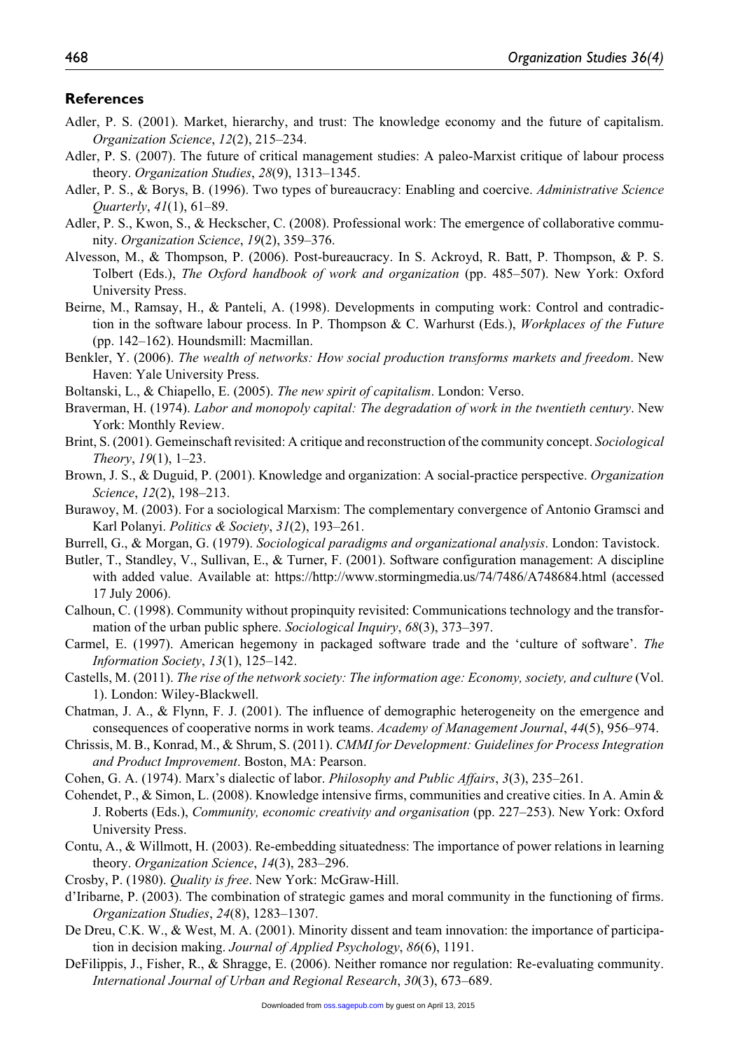## References

Adler, P. S. (2001). Market, hierarchy, and trust: The knowledge economy and the future of capitalism. *Organization Science*, *12*(2), 215–234.

Adler, P. S. (2007). The future of critical management studies: A paleo-Marxist critique of labour process theory. *Organization Studies*, *28*(9), 1313–1345.

Adler, P. S., & Borys, B. (1996). Two types of bureaucracy: Enabling and coercive. *Administrative Science Quarterly*, *41*(1), 61–89.

Adler, P. S., Kwon, S., & Heckscher, C. (2008). Professional work: The emergence of collaborative community. *Organization Science*, *19*(2), 359–376.

Alvesson, M., & Thompson, P. (2006). Post-bureaucracy. In S. Ackroyd, R. Batt, P. Thompson, & P. S. Tolbert (Eds.), *The Oxford handbook of work and organization* (pp. 485–507). New York: Oxford University Press.

Beirne, M., Ramsay, H., & Panteli, A. (1998). Developments in computing work: Control and contradiction in the software labour process. In P. Thompson & C. Warhurst (Eds.), *Workplaces of the Future* (pp. 142–162). Houndsmill: Macmillan.

Benkler, Y. (2006). *The wealth of networks: How social production transforms markets and freedom*. New Haven: Yale University Press.

Boltanski, L., & Chiapello, E. (2005). *The new spirit of capitalism*. London: Verso.

Braverman, H. (1974). *Labor and monopoly capital: The degradation of work in the twentieth century*. New York: Monthly Review.

Brint, S. (2001). Gemeinschaft revisited: A critique and reconstruction of the community concept. *Sociological Theory*, *19*(1), 1–23.

Brown, J. S., & Duguid, P. (2001). Knowledge and organization: A social-practice perspective. *Organization Science*, *12*(2), 198–213.

Burawoy, M. (2003). For a sociological Marxism: The complementary convergence of Antonio Gramsci and Karl Polanyi. *Politics & Society*, *31*(2), 193–261.

Burrell, G., & Morgan, G. (1979). *Sociological paradigms and organizational analysis*. London: Tavistock.

Butler, T., Standley, V., Sullivan, E., & Turner, F. (2001). Software configuration management: A discipline with added value. Available at: https://http://www.stormingmedia.us/74/7486/A748684.html (accessed 17 July 2006).

Calhoun, C. (1998). Community without propinquity revisited: Communications technology and the transformation of the urban public sphere. *Sociological Inquiry*, *68*(3), 373–397.

Carmel, E. (1997). American hegemony in packaged software trade and the 'culture of software'. *The Information Society*, *13*(1), 125–142.

Castells, M. (2011). *The rise of the network society: The information age: Economy, society, and culture* (Vol. 1). London: Wiley-Blackwell.

Chatman, J. A., & Flynn, F. J. (2001). The influence of demographic heterogeneity on the emergence and consequences of cooperative norms in work teams. *Academy of Management Journal*, *44*(5), 956–974.

Chrissis, M. B., Konrad, M., & Shrum, S. (2011). *CMMI for Development: Guidelines for Process Integration and Product Improvement*. Boston, MA: Pearson.

Cohen, G. A. (1974). Marx's dialectic of labor. *Philosophy and Public Affairs*, *3*(3), 235–261.

Cohendet, P., & Simon, L. (2008). Knowledge intensive firms, communities and creative cities. In A. Amin & J. Roberts (Eds.), *Community, economic creativity and organisation* (pp. 227–253). New York: Oxford University Press.

Contu, A., & Willmott, H. (2003). Re-embedding situatedness: The importance of power relations in learning theory. *Organization Science*, *14*(3), 283–296.

Crosby, P. (1980). *Quality is free*. New York: McGraw-Hill.

d'Iribarne, P. (2003). The combination of strategic games and moral community in the functioning of firms. *Organization Studies*, *24*(8), 1283–1307.

De Dreu, C.K. W., & West, M. A. (2001). Minority dissent and team innovation: the importance of participation in decision making. *Journal of Applied Psychology*, *86*(6), 1191.

DeFilippis, J., Fisher, R., & Shragge, E. (2006). Neither romance nor regulation: Re-evaluating community. *International Journal of Urban and Regional Research*, *30*(3), 673–689.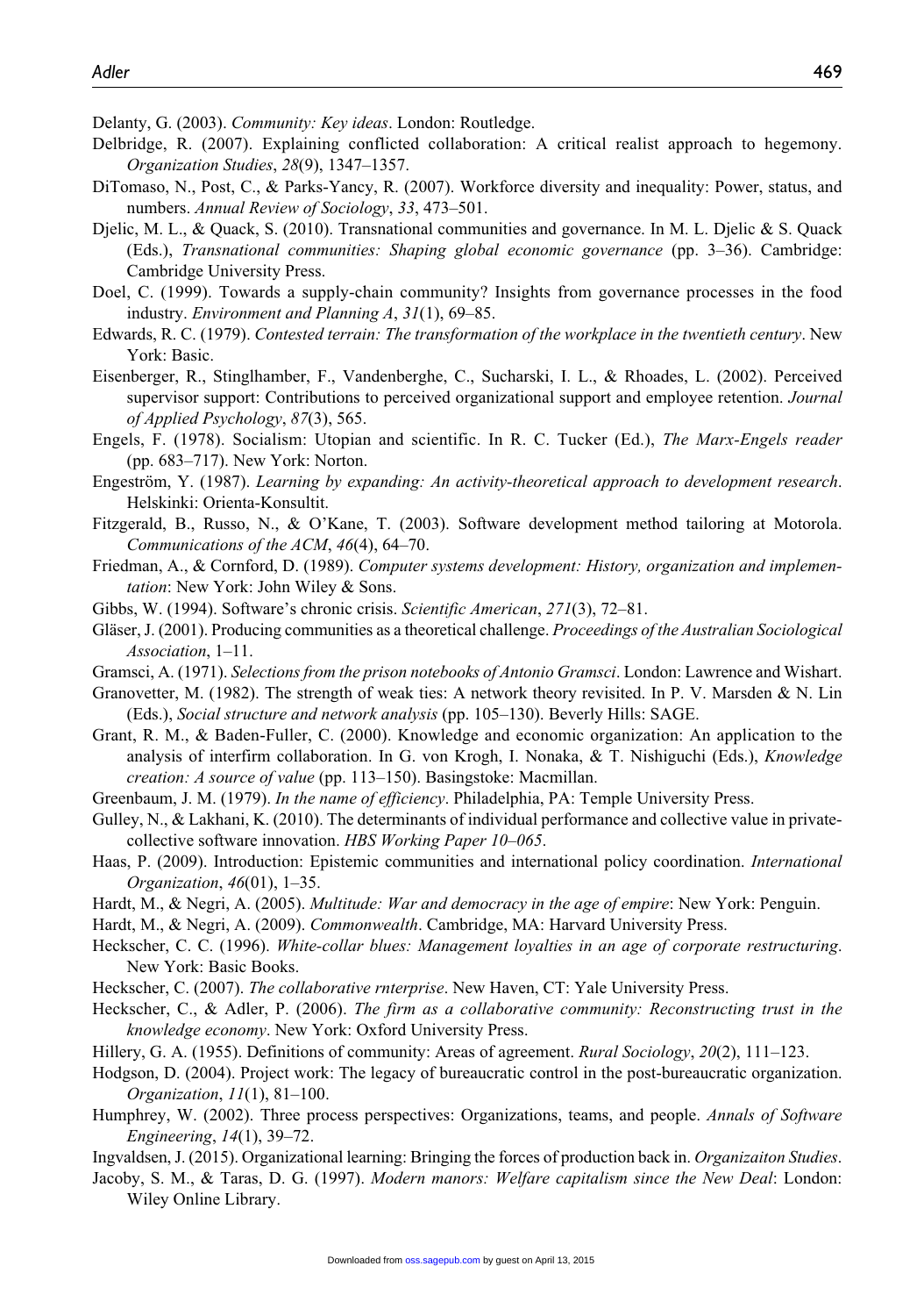Delanty, G. (2003). *Community: Key ideas*. London: Routledge.

Delbridge, R. (2007). Explaining conflicted collaboration: A critical realist approach to hegemony. *Organization Studies*, *28*(9), 1347–1357.

DiTomaso, N., Post, C., & Parks-Yancy, R. (2007). Workforce diversity and inequality: Power, status, and numbers. *Annual Review of Sociology*, *33*, 473–501.

Djelic, M. L., & Quack, S. (2010). Transnational communities and governance. In M. L. Djelic & S. Quack (Eds.), *Transnational communities: Shaping global economic governance* (pp. 3–36). Cambridge: Cambridge University Press.

Doel, C. (1999). Towards a supply-chain community? Insights from governance processes in the food industry. *Environment and Planning A*, *31*(1), 69–85.

Edwards, R. C. (1979). *Contested terrain: The transformation of the workplace in the twentieth century*. New York: Basic.

Eisenberger, R., Stinglhamber, F., Vandenberghe, C., Sucharski, I. L., & Rhoades, L. (2002). Perceived supervisor support: Contributions to perceived organizational support and employee retention. *Journal of Applied Psychology*, *87*(3), 565.

Engels, F. (1978). Socialism: Utopian and scientific. In R. C. Tucker (Ed.), *The Marx-Engels reader* (pp. 683–717). New York: Norton.

Engeström, Y. (1987). *Learning by expanding: An activity-theoretical approach to development research*. Helskinki: Orienta-Konsultit.

Fitzgerald, B., Russo, N., & O'Kane, T. (2003). Software development method tailoring at Motorola. *Communications of the ACM*, *46*(4), 64–70.

Friedman, A., & Cornford, D. (1989). *Computer systems development: History, organization and implementation*: New York: John Wiley & Sons.

Gibbs, W. (1994). Software's chronic crisis. *Scientific American*, *271*(3), 72–81.

Gläser, J. (2001). Producing communities as a theoretical challenge. *Proceedings of the Australian Sociological Association*, 1–11.

Gramsci, A. (1971). *Selections from the prison notebooks of Antonio Gramsci*. London: Lawrence and Wishart.

Granovetter, M. (1982). The strength of weak ties: A network theory revisited. In P. V. Marsden & N. Lin (Eds.), *Social structure and network analysis* (pp. 105–130). Beverly Hills: SAGE.

Grant, R. M., & Baden-Fuller, C. (2000). Knowledge and economic organization: An application to the analysis of interfirm collaboration. In G. von Krogh, I. Nonaka, & T. Nishiguchi (Eds.), *Knowledge creation: A source of value* (pp. 113–150). Basingstoke: Macmillan.

Greenbaum, J. M. (1979). *In the name of efficiency*. Philadelphia, PA: Temple University Press.

Gulley, N., & Lakhani, K. (2010). The determinants of individual performance and collective value in private-collective software innovation. *HBS Working Paper 10–065*.

Haas, P. (2009). Introduction: Epistemic communities and international policy coordination. *International Organization*, *46*(01), 1–35.

Hardt, M., & Negri, A. (2005). *Multitude: War and democracy in the age of empire*: New York: Penguin.

Hardt, M., & Negri, A. (2009). *Commonwealth*. Cambridge, MA: Harvard University Press.

Heckscher, C. C. (1996). *White-collar blues: Management loyalties in an age of corporate restructuring*. New York: Basic Books.

Heckscher, C. (2007). *The collaborative rnterprise*. New Haven, CT: Yale University Press.

Heckscher, C., & Adler, P. (2006). *The firm as a collaborative community: Reconstructing trust in the knowledge economy*. New York: Oxford University Press.

Hillery, G. A. (1955). Definitions of community: Areas of agreement. *Rural Sociology*, *20*(2), 111–123.

Hodgson, D. (2004). Project work: The legacy of bureaucratic control in the post-bureaucratic organization. *Organization*, *11*(1), 81–100.

Humphrey, W. (2002). Three process perspectives: Organizations, teams, and people. *Annals of Software Engineering*, *14*(1), 39–72.

Ingvaldsen, J. (2015). Organizational learning: Bringing the forces of production back in. *Organizaiton Studies*.

Jacoby, S. M., & Taras, D. G. (1997). *Modern manors: Welfare capitalism since the New Deal*: London: Wiley Online Library.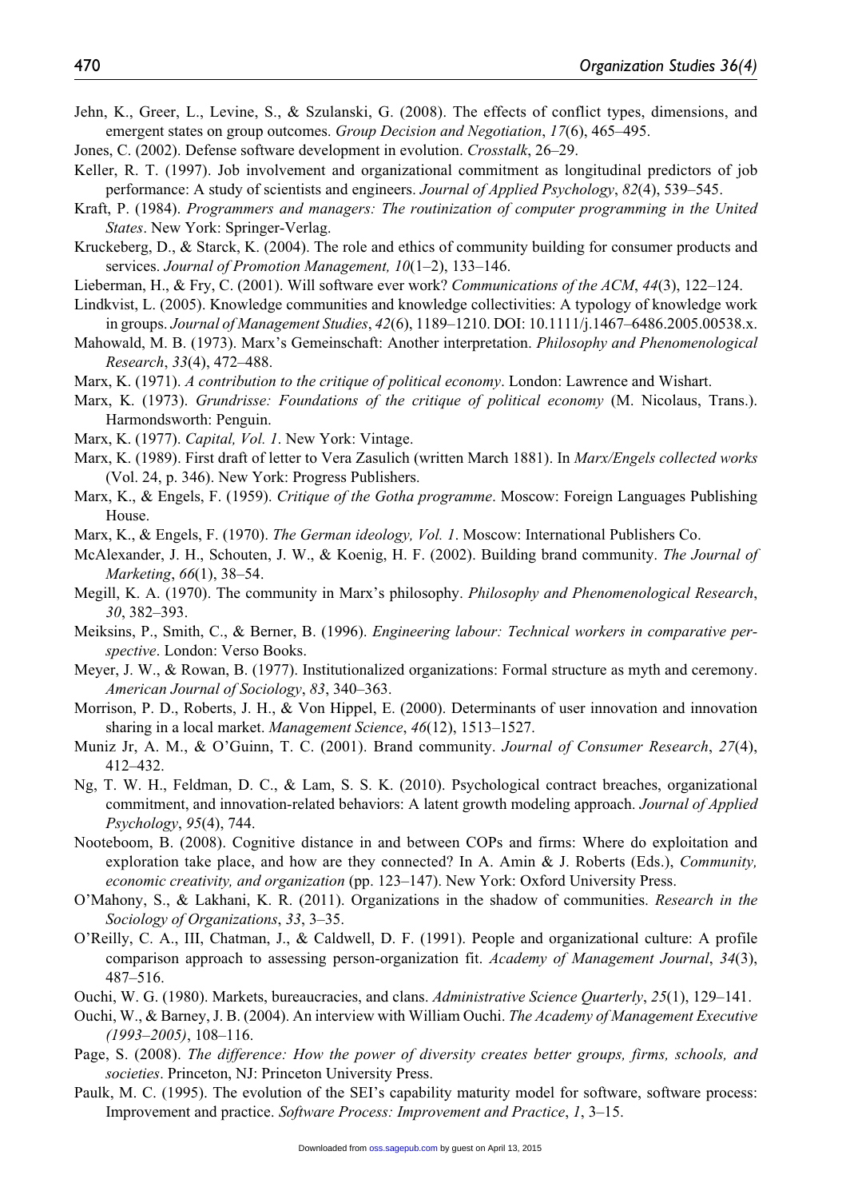Jehn, K., Greer, L., Levine, S., & Szulanski, G. (2008). The effects of conflict types, dimensions, and emergent states on group outcomes. *Group Decision and Negotiation*, *17*(6), 465–495.

Jones, C. (2002). Defense software development in evolution. *Crosstalk*, 26–29.

Keller, R. T. (1997). Job involvement and organizational commitment as longitudinal predictors of job performance: A study of scientists and engineers. *Journal of Applied Psychology*, *82*(4), 539–545.

Kraft, P. (1984). *Programmers and managers: The routinization of computer programming in the United States*. New York: Springer-Verlag.

Kruckeberg, D., & Starck, K. (2004). The role and ethics of community building for consumer products and services. *Journal of Promotion Management, 10*(1–2), 133–146.

Lieberman, H., & Fry, C. (2001). Will software ever work? *Communications of the ACM*, *44*(3), 122–124.

Lindkvist, L. (2005). Knowledge communities and knowledge collectivities: A typology of knowledge work in groups. *Journal of Management Studies*, *42*(6), 1189–1210. DOI: 10.1111/j.1467–6486.2005.00538.x.

Mahowald, M. B. (1973). Marx's Gemeinschaft: Another interpretation. *Philosophy and Phenomenological Research*, *33*(4), 472–488.

Marx, K. (1971). *A contribution to the critique of political economy*. London: Lawrence and Wishart.

Marx, K. (1973). *Grundrisse: Foundations of the critique of political economy* (M. Nicolaus, Trans.). Harmondsworth: Penguin.

Marx, K. (1977). *Capital, Vol. 1*. New York: Vintage.

Marx, K. (1989). First draft of letter to Vera Zasulich (written March 1881). In *Marx/Engels collected works* (Vol. 24, p. 346). New York: Progress Publishers.

Marx, K., & Engels, F. (1959). *Critique of the Gotha programme*. Moscow: Foreign Languages Publishing House.

Marx, K., & Engels, F. (1970). *The German ideology, Vol. 1*. Moscow: International Publishers Co.

McAlexander, J. H., Schouten, J. W., & Koenig, H. F. (2002). Building brand community. *The Journal of Marketing*, *66*(1), 38–54.

Megill, K. A. (1970). The community in Marx's philosophy. *Philosophy and Phenomenological Research*, *30*, 382–393.

Meiksins, P., Smith, C., & Berner, B. (1996). *Engineering labour: Technical workers in comparative perspective*. London: Verso Books.

Meyer, J. W., & Rowan, B. (1977). Institutionalized organizations: Formal structure as myth and ceremony. *American Journal of Sociology*, *83*, 340–363.

Morrison, P. D., Roberts, J. H., & Von Hippel, E. (2000). Determinants of user innovation and innovation sharing in a local market. *Management Science*, *46*(12), 1513–1527.

Muniz Jr, A. M., & O'Guinn, T. C. (2001). Brand community. *Journal of Consumer Research*, *27*(4), 412–432.

Ng, T. W. H., Feldman, D. C., & Lam, S. S. K. (2010). Psychological contract breaches, organizational commitment, and innovation-related behaviors: A latent growth modeling approach. *Journal of Applied Psychology*, *95*(4), 744.

Nooteboom, B. (2008). Cognitive distance in and between COPs and firms: Where do exploitation and exploration take place, and how are they connected? In A. Amin & J. Roberts (Eds.), *Community, economic creativity, and organization* (pp. 123–147). New York: Oxford University Press.

O'Mahony, S., & Lakhani, K. R. (2011). Organizations in the shadow of communities. *Research in the Sociology of Organizations*, *33*, 3–35.

O'Reilly, C. A., III, Chatman, J., & Caldwell, D. F. (1991). People and organizational culture: A profile comparison approach to assessing person-organization fit. *Academy of Management Journal*, *34*(3), 487–516.

Ouchi, W. G. (1980). Markets, bureaucracies, and clans. *Administrative Science Quarterly*, *25*(1), 129–141.

Ouchi, W., & Barney, J. B. (2004). An interview with William Ouchi. *The Academy of Management Executive (1993–2005)*, 108–116.

Page, S. (2008). *The difference: How the power of diversity creates better groups, firms, schools, and societies*. Princeton, NJ: Princeton University Press.

Paulk, M. C. (1995). The evolution of the SEI's capability maturity model for software, software process: Improvement and practice. *Software Process: Improvement and Practice*, *1*, 3–15.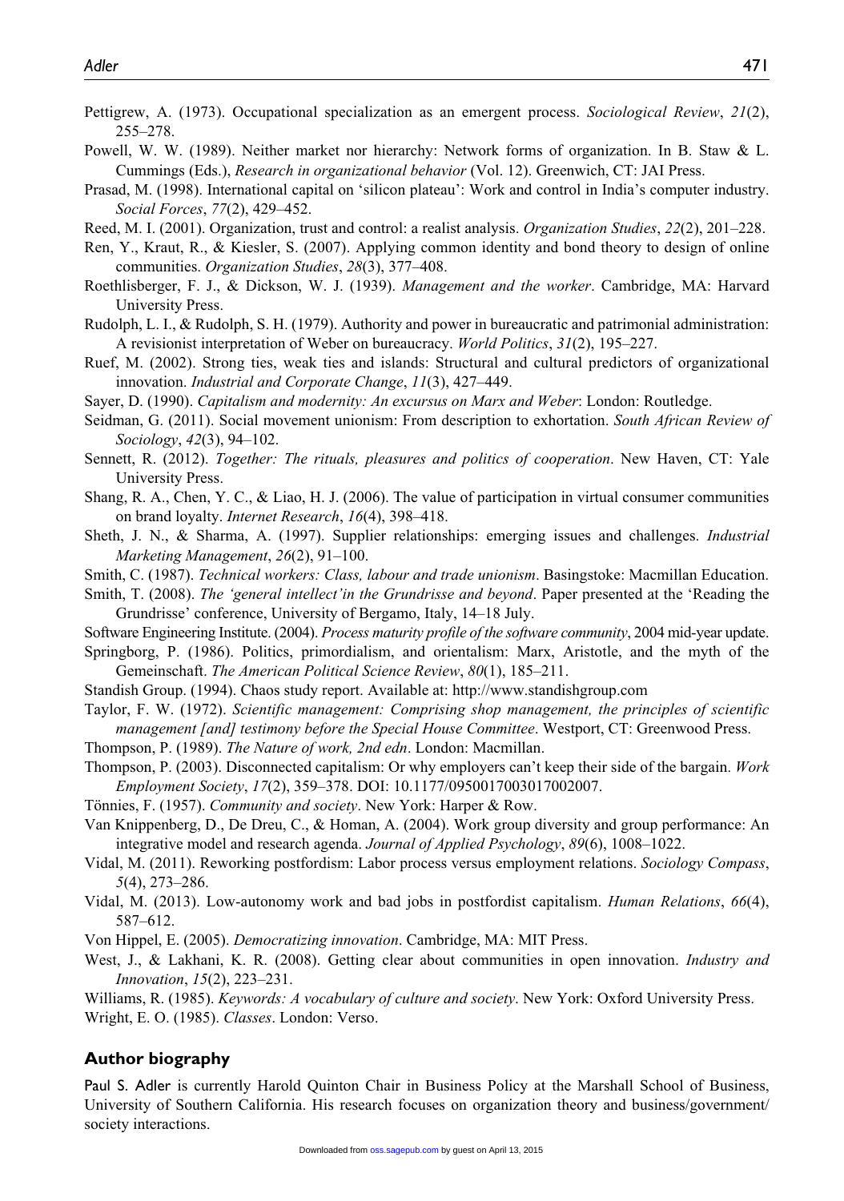Pettigrew, A. (1973). Occupational specialization as an emergent process. *Sociological Review*, *21*(2), 255–278.

Powell, W. W. (1989). Neither market nor hierarchy: Network forms of organization. In B. Staw & L. Cummings (Eds.), *Research in organizational behavior* (Vol. 12). Greenwich, CT: JAI Press.

Prasad, M. (1998). International capital on 'silicon plateau': Work and control in India's computer industry. *Social Forces*, *77*(2), 429–452.

Reed, M. I. (2001). Organization, trust and control: a realist analysis. *Organization Studies*, *22*(2), 201–228.

Ren, Y., Kraut, R., & Kiesler, S. (2007). Applying common identity and bond theory to design of online communities. *Organization Studies*, *28*(3), 377–408.

Roethlisberger, F. J., & Dickson, W. J. (1939). *Management and the worker*. Cambridge, MA: Harvard University Press.

Rudolph, L. I., & Rudolph, S. H. (1979). Authority and power in bureaucratic and patrimonial administration: A revisionist interpretation of Weber on bureaucracy. *World Politics*, *31*(2), 195–227.

Ruef, M. (2002). Strong ties, weak ties and islands: Structural and cultural predictors of organizational innovation. *Industrial and Corporate Change*, *11*(3), 427–449.

Sayer, D. (1990). *Capitalism and modernity: An excursus on Marx and Weber*: London: Routledge.

Seidman, G. (2011). Social movement unionism: From description to exhortation. *South African Review of Sociology*, *42*(3), 94–102.

Sennett, R. (2012). *Together: The rituals, pleasures and politics of cooperation*. New Haven, CT: Yale University Press.

Shang, R. A., Chen, Y. C., & Liao, H. J. (2006). The value of participation in virtual consumer communities on brand loyalty. *Internet Research*, *16*(4), 398–418.

Sheth, J. N., & Sharma, A. (1997). Supplier relationships: emerging issues and challenges. *Industrial Marketing Management*, *26*(2), 91–100.

Smith, C. (1987). *Technical workers: Class, labour and trade unionism*. Basingstoke: Macmillan Education.

Smith, T. (2008). *The 'general intellect'in the Grundrisse and beyond*. Paper presented at the 'Reading the Grundrisse' conference, University of Bergamo, Italy, 14–18 July.

Software Engineering Institute. (2004). *Process maturity profile of the software community*, 2004 mid-year update.

Springborg, P. (1986). Politics, primordialism, and orientalism: Marx, Aristotle, and the myth of the Gemeinschaft. *The American Political Science Review*, *80*(1), 185–211.

Standish Group. (1994). Chaos study report. Available at: http://www.standishgroup.com

Taylor, F. W. (1972). *Scientific management: Comprising shop management, the principles of scientific management [and] testimony before the Special House Committee*. Westport, CT: Greenwood Press.

Thompson, P. (1989). *The Nature of work, 2nd edn*. London: Macmillan.

Thompson, P. (2003). Disconnected capitalism: Or why employers can't keep their side of the bargain. *Work Employment Society*, *17*(2), 359–378. DOI: 10.1177/0950017003017002007.

Tönnies, F. (1957). *Community and society*. New York: Harper & Row.

Van Knippenberg, D., De Dreu, C., & Homan, A. (2004). Work group diversity and group performance: An integrative model and research agenda. *Journal of Applied Psychology*, *89*(6), 1008–1022.

Vidal, M. (2011). Reworking postfordism: Labor process versus employment relations. *Sociology Compass*, *5*(4), 273–286.

Vidal, M. (2013). Low-autonomy work and bad jobs in postfordist capitalism. *Human Relations*, *66*(4), 587–612.

Von Hippel, E. (2005). *Democratizing innovation*. Cambridge, MA: MIT Press.

West, J., & Lakhani, K. R. (2008). Getting clear about communities in open innovation. *Industry and Innovation*, *15*(2), 223–231.

Williams, R. (1985). *Keywords: A vocabulary of culture and society*. New York: Oxford University Press.

Wright, E. O. (1985). *Classes*. London: Verso.

## Author biography

Paul S. Adler is currently Harold Quinton Chair in Business Policy at the Marshall School of Business, University of Southern California. His research focuses on organization theory and business/government/society interactions.